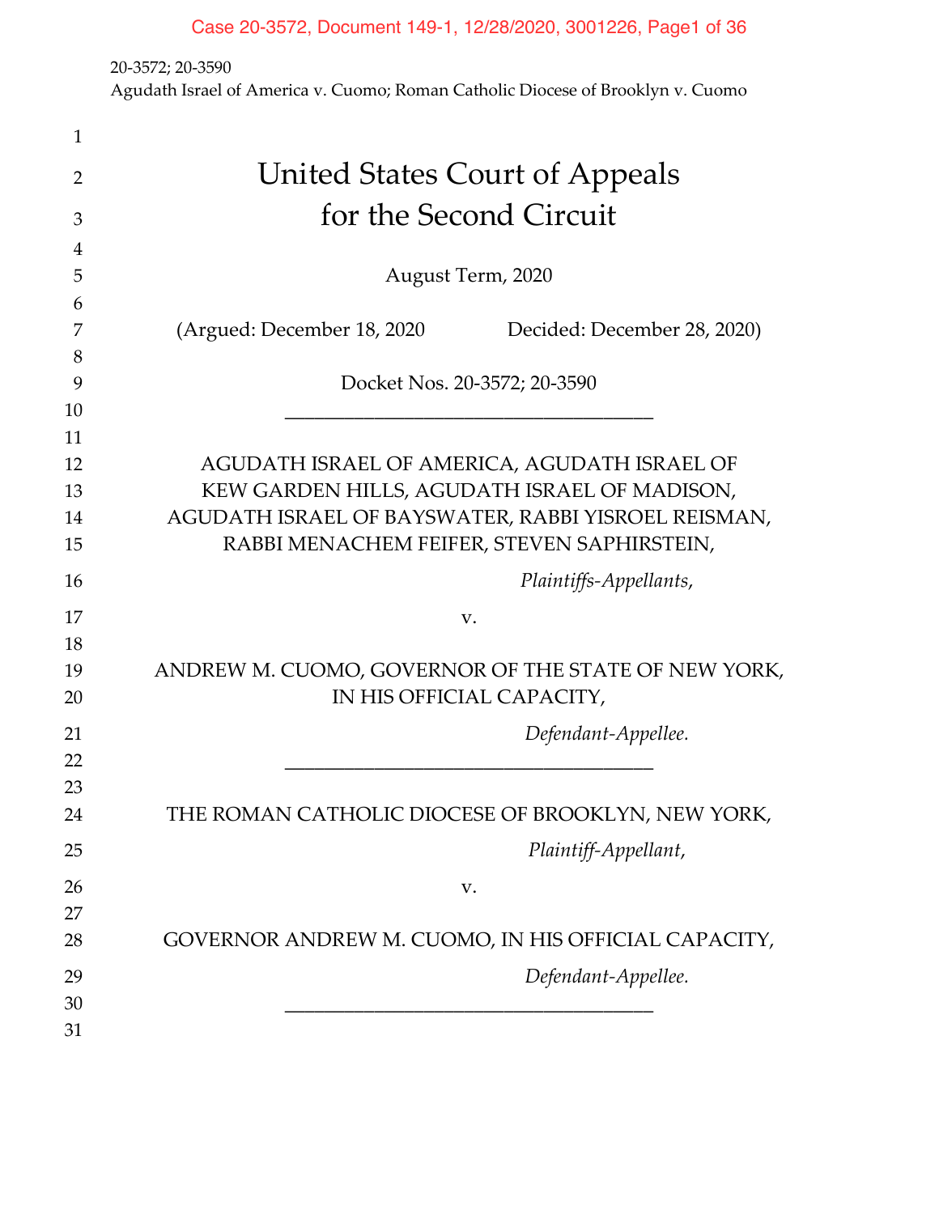20-3572; 20-3590
Agudath Israel of America v. Cuomo; Roman Catholic Diocese of Brooklyn v. Cuomo

# United States Court of Appeals
# for the Second Circuit

August Term, 2020

(Argued: December 18, 2020 Decided: December 28, 2020)

Docket Nos. 20-3572; 20-3590

---

AGUDATH ISRAEL OF AMERICA, AGUDATH ISRAEL OF KEW GARDEN HILLS, AGUDATH ISRAEL OF MADISON, AGUDATH ISRAEL OF BAYSWATER, RABBI YISROEL REISMAN, RABBI MENACHEM FEIFER, STEVEN SAPHIRSTEIN,

*Plaintiffs-Appellants*,

v.

ANDREW M. CUOMO, GOVERNOR OF THE STATE OF NEW YORK, IN HIS OFFICIAL CAPACITY,

*Defendant-Appellee.*

---

THE ROMAN CATHOLIC DIOCESE OF BROOKLYN, NEW YORK,

*Plaintiff-Appellant*,

v.

GOVERNOR ANDREW M. CUOMO, IN HIS OFFICIAL CAPACITY,

*Defendant-Appellee.*

---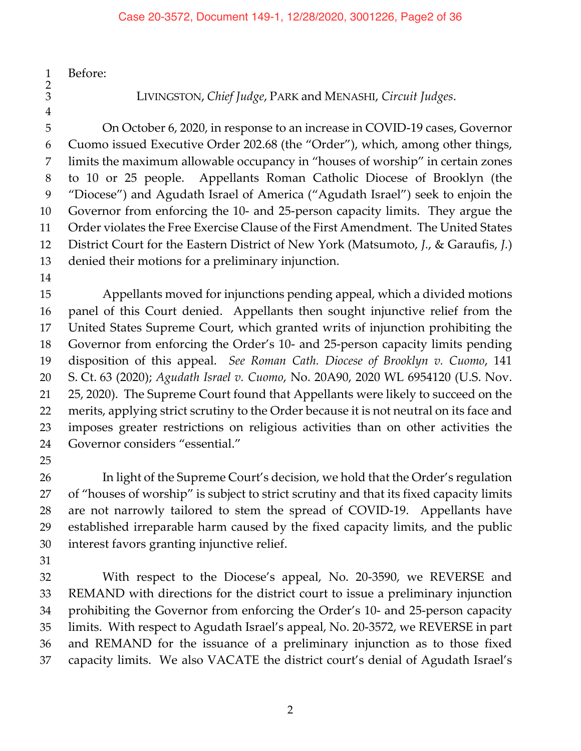Before:

LIVINGSTON, *Chief Judge*, PARK and MENASHI, *Circuit Judges*.

On October 6, 2020, in response to an increase in COVID-19 cases, Governor Cuomo issued Executive Order 202.68 (the "Order"), which, among other things, limits the maximum allowable occupancy in "houses of worship" in certain zones to 10 or 25 people. Appellants Roman Catholic Diocese of Brooklyn (the "Diocese") and Agudath Israel of America ("Agudath Israel") seek to enjoin the Governor from enforcing the 10- and 25-person capacity limits. They argue the Order violates the Free Exercise Clause of the First Amendment. The United States District Court for the Eastern District of New York (Matsumoto, *J.*, & Garaufis, *J.*) denied their motions for a preliminary injunction.

Appellants moved for injunctions pending appeal, which a divided motions panel of this Court denied. Appellants then sought injunctive relief from the United States Supreme Court, which granted writs of injunction prohibiting the Governor from enforcing the Order's 10- and 25-person capacity limits pending disposition of this appeal. *See Roman Cath. Diocese of Brooklyn v. Cuomo*, 141 S. Ct. 63 (2020); *Agudath Israel v. Cuomo*, No. 20A90, 2020 WL 6954120 (U.S. Nov. 25, 2020). The Supreme Court found that Appellants were likely to succeed on the merits, applying strict scrutiny to the Order because it is not neutral on its face and imposes greater restrictions on religious activities than on other activities the Governor considers "essential."

In light of the Supreme Court's decision, we hold that the Order's regulation of "houses of worship" is subject to strict scrutiny and that its fixed capacity limits are not narrowly tailored to stem the spread of COVID-19. Appellants have established irreparable harm caused by the fixed capacity limits, and the public interest favors granting injunctive relief.

With respect to the Diocese's appeal, No. 20-3590, we REVERSE and REMAND with directions for the district court to issue a preliminary injunction prohibiting the Governor from enforcing the Order's 10- and 25-person capacity limits. With respect to Agudath Israel's appeal, No. 20-3572, we REVERSE in part and REMAND for the issuance of a preliminary injunction as to those fixed capacity limits. We also VACATE the district court's denial of Agudath Israel's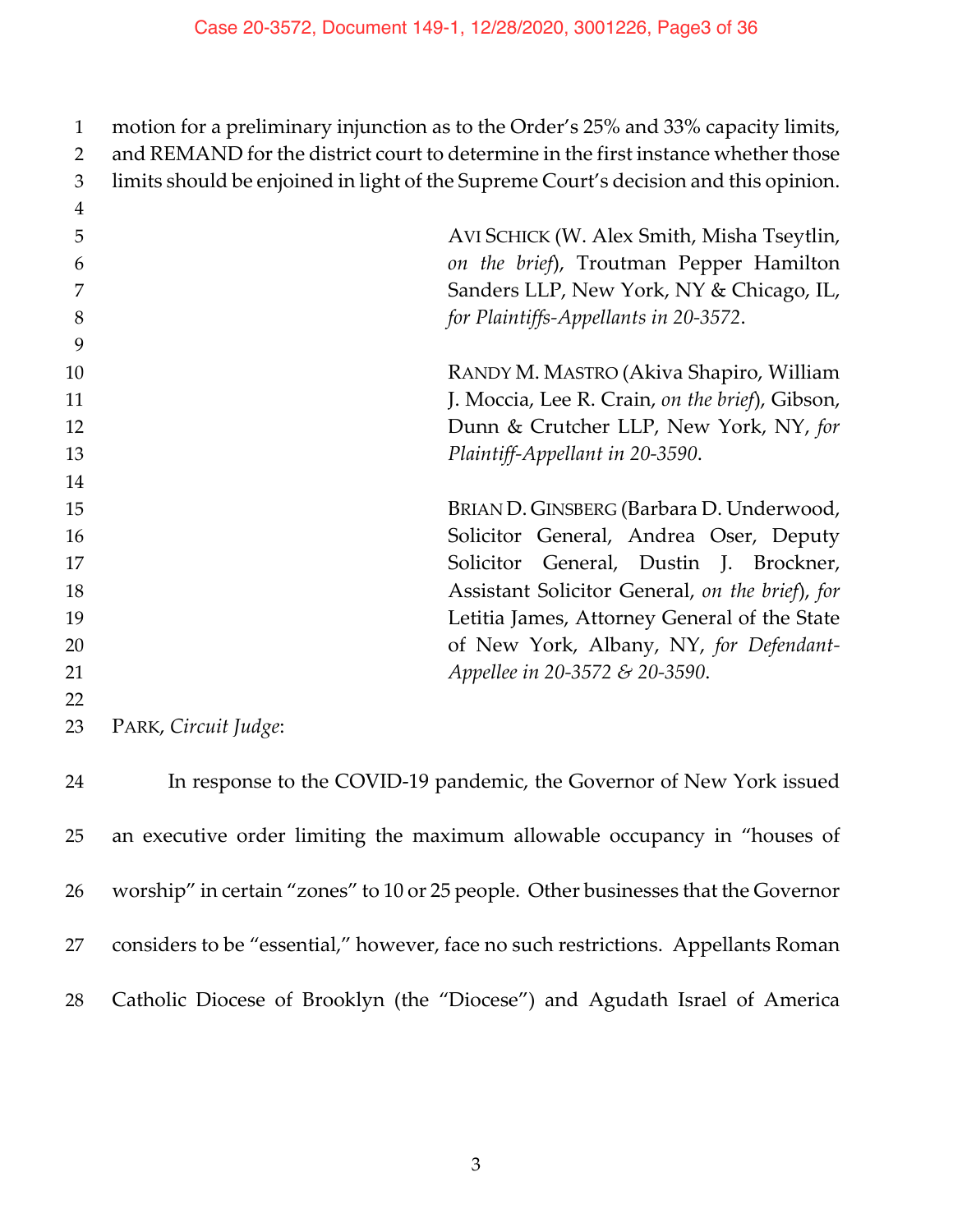motion for a preliminary injunction as to the Order's 25% and 33% capacity limits, and REMAND for the district court to determine in the first instance whether those limits should be enjoined in light of the Supreme Court's decision and this opinion.

AVI SCHICK (W. Alex Smith, Misha Tseytlin, *on the brief*), Troutman Pepper Hamilton Sanders LLP, New York, NY & Chicago, IL, *for Plaintiffs-Appellants in 20-3572*.

RANDY M. MASTRO (Akiva Shapiro, William J. Moccia, Lee R. Crain, *on the brief*), Gibson, Dunn & Crutcher LLP, New York, NY, *for Plaintiff-Appellant in 20-3590*.

BRIAN D. GINSBERG (Barbara D. Underwood, Solicitor General, Andrea Oser, Deputy Solicitor General, Dustin J. Brockner, Assistant Solicitor General, *on the brief*), *for* Letitia James, Attorney General of the State of New York, Albany, NY, *for Defendant-Appellee in 20-3572 & 20-3590*.

PARK, *Circuit Judge*:

In response to the COVID-19 pandemic, the Governor of New York issued an executive order limiting the maximum allowable occupancy in "houses of worship" in certain "zones" to 10 or 25 people. Other businesses that the Governor considers to be "essential," however, face no such restrictions. Appellants Roman Catholic Diocese of Brooklyn (the "Diocese") and Agudath Israel of America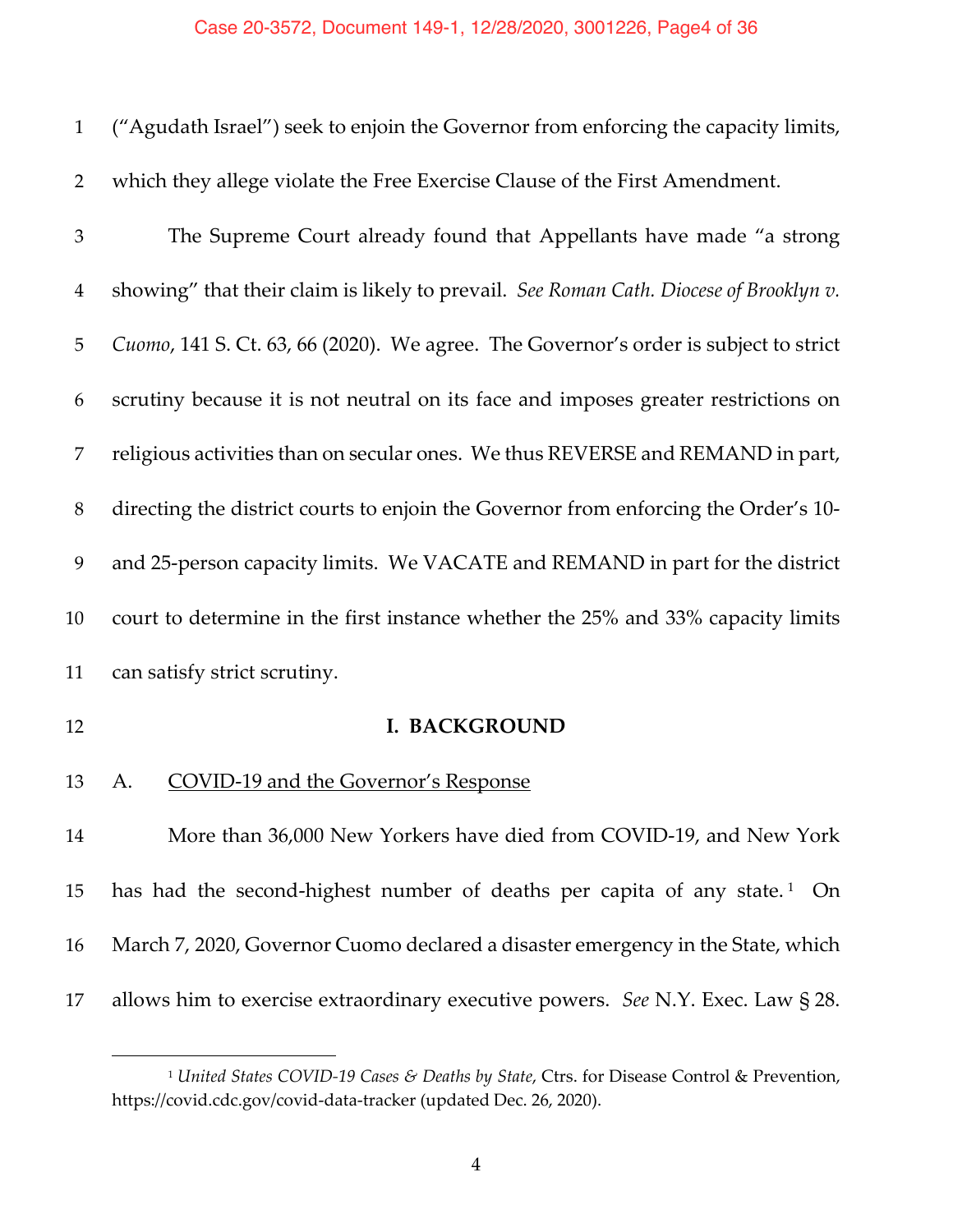("Agudath Israel") seek to enjoin the Governor from enforcing the capacity limits, which they allege violate the Free Exercise Clause of the First Amendment.

The Supreme Court already found that Appellants have made "a strong showing" that their claim is likely to prevail. *See Roman Cath. Diocese of Brooklyn v. Cuomo*, 141 S. Ct. 63, 66 (2020). We agree. The Governor's order is subject to strict scrutiny because it is not neutral on its face and imposes greater restrictions on religious activities than on secular ones. We thus REVERSE and REMAND in part, directing the district courts to enjoin the Governor from enforcing the Order's 10- and 25-person capacity limits. We VACATE and REMAND in part for the district court to determine in the first instance whether the 25% and 33% capacity limits can satisfy strict scrutiny.

## I. BACKGROUND

### A. COVID-19 and the Governor's Response

More than 36,000 New Yorkers have died from COVID-19, and New York has had the second-highest number of deaths per capita of any state.[1] On March 7, 2020, Governor Cuomo declared a disaster emergency in the State, which allows him to exercise extraordinary executive powers. *See* N.Y. Exec. Law § 28.

[1] *United States COVID-19 Cases & Deaths by State*, Ctrs. for Disease Control & Prevention, https://covid.cdc.gov/covid-data-tracker (updated Dec. 26, 2020).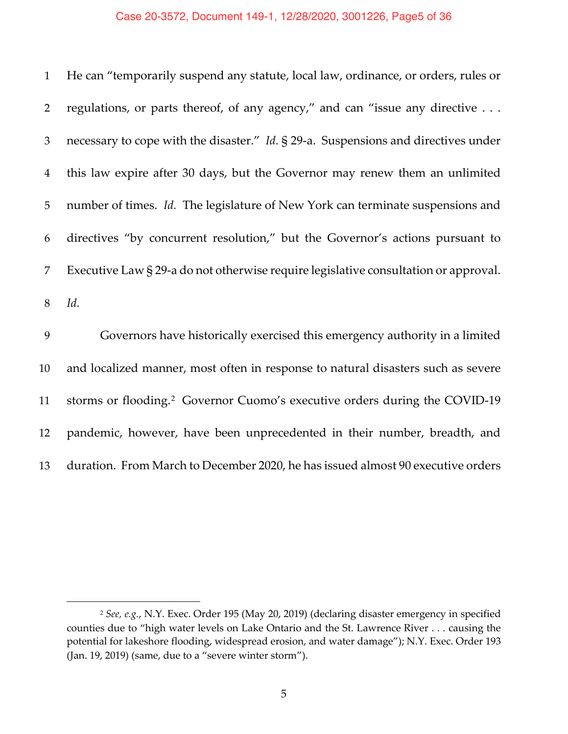He can "temporarily suspend any statute, local law, ordinance, or orders, rules or regulations, or parts thereof, of any agency," and can "issue any directive . . . necessary to cope with the disaster." *Id.* § 29-a. Suspensions and directives under this law expire after 30 days, but the Governor may renew them an unlimited number of times. *Id.* The legislature of New York can terminate suspensions and directives "by concurrent resolution," but the Governor's actions pursuant to Executive Law § 29-a do not otherwise require legislative consultation or approval. *Id.*

Governors have historically exercised this emergency authority in a limited and localized manner, most often in response to natural disasters such as severe storms or flooding.[2] Governor Cuomo's executive orders during the COVID-19 pandemic, however, have been unprecedented in their number, breadth, and duration. From March to December 2020, he has issued almost 90 executive orders

---

[2] *See, e.g.*, N.Y. Exec. Order 195 (May 20, 2019) (declaring disaster emergency in specified counties due to "high water levels on Lake Ontario and the St. Lawrence River . . . causing the potential for lakeshore flooding, widespread erosion, and water damage"); N.Y. Exec. Order 193 (Jan. 19, 2019) (same, due to a "severe winter storm").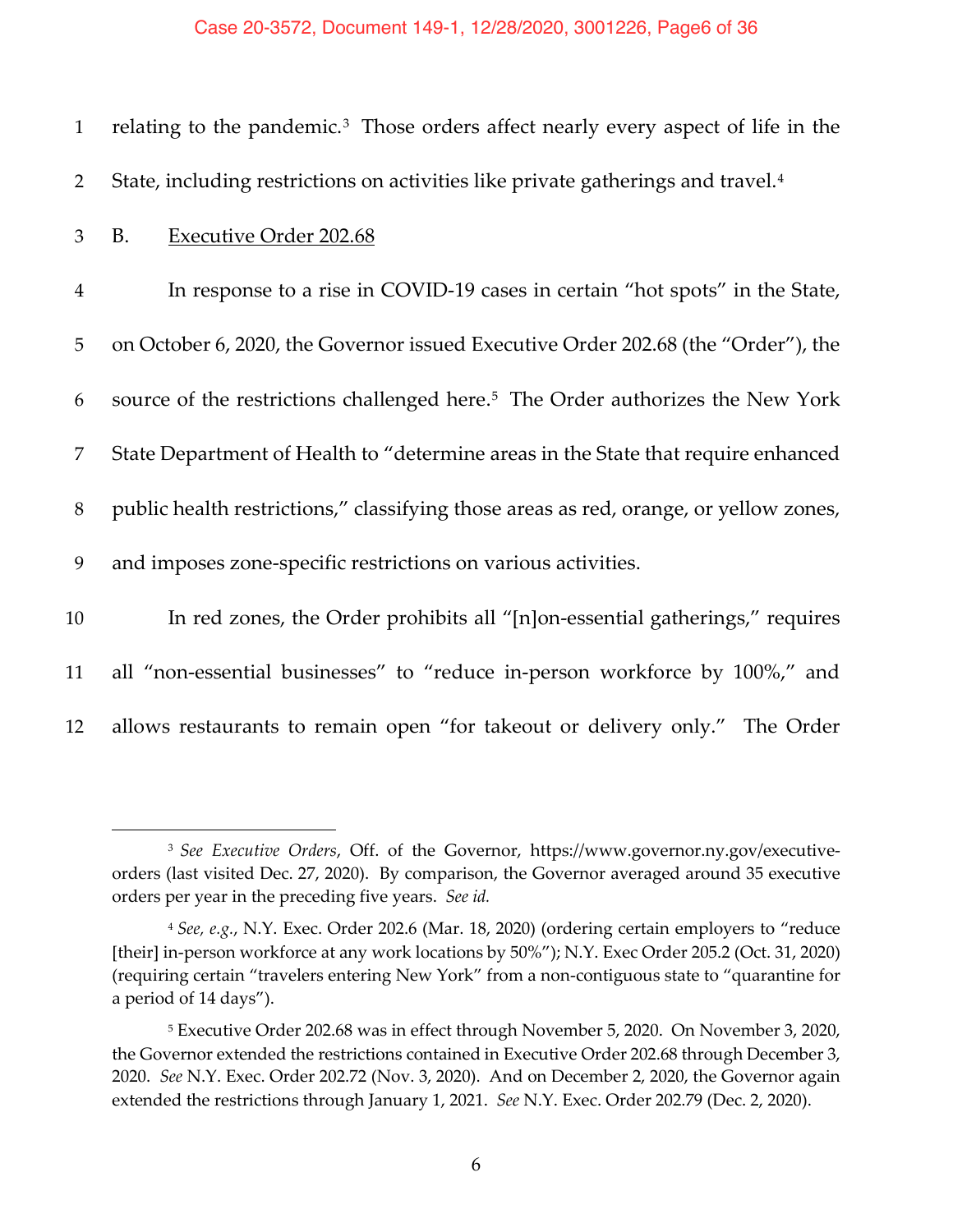relating to the pandemic.[3] Those orders affect nearly every aspect of life in the State, including restrictions on activities like private gatherings and travel.[4]

### B. Executive Order 202.68

In response to a rise in COVID-19 cases in certain "hot spots" in the State, on October 6, 2020, the Governor issued Executive Order 202.68 (the "Order"), the source of the restrictions challenged here.[5] The Order authorizes the New York State Department of Health to "determine areas in the State that require enhanced public health restrictions," classifying those areas as red, orange, or yellow zones, and imposes zone-specific restrictions on various activities.

In red zones, the Order prohibits all "[n]on-essential gatherings," requires all "non-essential businesses" to "reduce in-person workforce by 100%," and allows restaurants to remain open "for takeout or delivery only." The Order

---

[3] *See Executive Orders*, Off. of the Governor, https://www.governor.ny.gov/executive-orders (last visited Dec. 27, 2020). By comparison, the Governor averaged around 35 executive orders per year in the preceding five years. *See id.*

[4] *See, e.g.*, N.Y. Exec. Order 202.6 (Mar. 18, 2020) (ordering certain employers to "reduce [their] in-person workforce at any work locations by 50%"); N.Y. Exec Order 205.2 (Oct. 31, 2020) (requiring certain "travelers entering New York" from a non-contiguous state to "quarantine for a period of 14 days").

[5] Executive Order 202.68 was in effect through November 5, 2020. On November 3, 2020, the Governor extended the restrictions contained in Executive Order 202.68 through December 3, 2020. *See* N.Y. Exec. Order 202.72 (Nov. 3, 2020). And on December 2, 2020, the Governor again extended the restrictions through January 1, 2021. *See* N.Y. Exec. Order 202.79 (Dec. 2, 2020).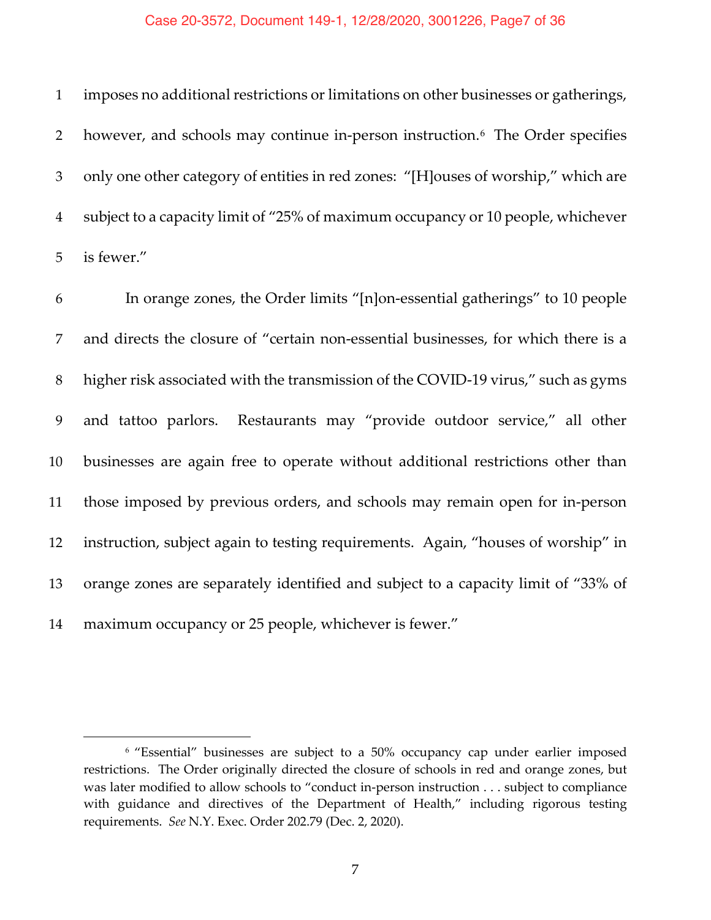imposes no additional restrictions or limitations on other businesses or gatherings, however, and schools may continue in-person instruction.[6] The Order specifies only one other category of entities in red zones: "[H]ouses of worship," which are subject to a capacity limit of "25% of maximum occupancy or 10 people, whichever is fewer."

In orange zones, the Order limits "[n]on-essential gatherings" to 10 people and directs the closure of "certain non-essential businesses, for which there is a higher risk associated with the transmission of the COVID-19 virus," such as gyms and tattoo parlors. Restaurants may "provide outdoor service," all other businesses are again free to operate without additional restrictions other than those imposed by previous orders, and schools may remain open for in-person instruction, subject again to testing requirements. Again, "houses of worship" in orange zones are separately identified and subject to a capacity limit of "33% of maximum occupancy or 25 people, whichever is fewer."

---

[6] "Essential" businesses are subject to a 50% occupancy cap under earlier imposed restrictions. The Order originally directed the closure of schools in red and orange zones, but was later modified to allow schools to "conduct in-person instruction . . . subject to compliance with guidance and directives of the Department of Health," including rigorous testing requirements. *See* N.Y. Exec. Order 202.79 (Dec. 2, 2020).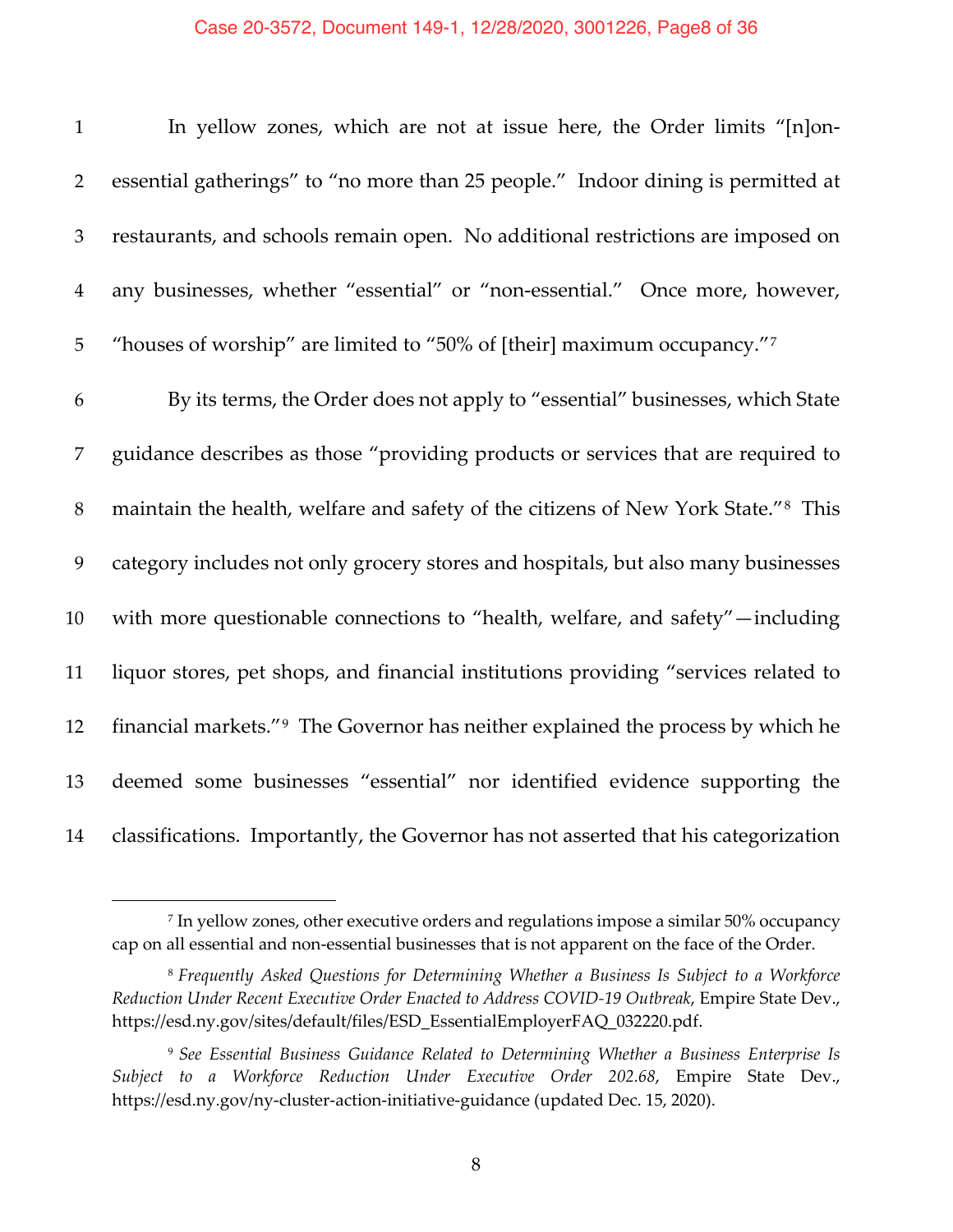In yellow zones, which are not at issue here, the Order limits "[n]on-essential gatherings" to "no more than 25 people." Indoor dining is permitted at restaurants, and schools remain open. No additional restrictions are imposed on any businesses, whether "essential" or "non-essential." Once more, however, "houses of worship" are limited to "50% of [their] maximum occupancy."[7]

By its terms, the Order does not apply to "essential" businesses, which State guidance describes as those "providing products or services that are required to maintain the health, welfare and safety of the citizens of New York State."[8] This category includes not only grocery stores and hospitals, but also many businesses with more questionable connections to "health, welfare, and safety"—including liquor stores, pet shops, and financial institutions providing "services related to financial markets."[9] The Governor has neither explained the process by which he deemed some businesses "essential" nor identified evidence supporting the classifications. Importantly, the Governor has not asserted that his categorization

---

[7] In yellow zones, other executive orders and regulations impose a similar 50% occupancy cap on all essential and non-essential businesses that is not apparent on the face of the Order.

[8] *Frequently Asked Questions for Determining Whether a Business Is Subject to a Workforce Reduction Under Recent Executive Order Enacted to Address COVID-19 Outbreak*, Empire State Dev., https://esd.ny.gov/sites/default/files/ESD_EssentialEmployerFAQ_032220.pdf.

[9] *See Essential Business Guidance Related to Determining Whether a Business Enterprise Is Subject to a Workforce Reduction Under Executive Order 202.68*, Empire State Dev., https://esd.ny.gov/ny-cluster-action-initiative-guidance (updated Dec. 15, 2020).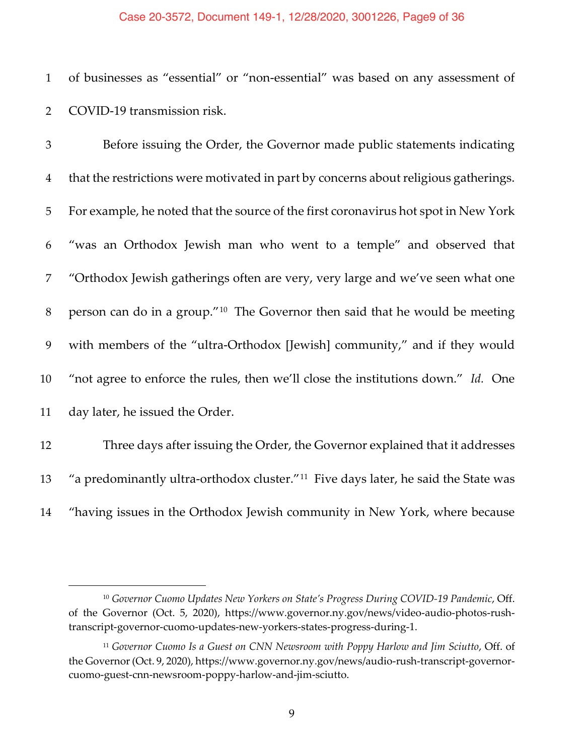of businesses as "essential" or "non-essential" was based on any assessment of COVID-19 transmission risk.

Before issuing the Order, the Governor made public statements indicating that the restrictions were motivated in part by concerns about religious gatherings. For example, he noted that the source of the first coronavirus hot spot in New York "was an Orthodox Jewish man who went to a temple" and observed that "Orthodox Jewish gatherings often are very, very large and we've seen what one person can do in a group."[10] The Governor then said that he would be meeting with members of the "ultra-Orthodox [Jewish] community," and if they would "not agree to enforce the rules, then we'll close the institutions down." *Id.* One day later, he issued the Order.

Three days after issuing the Order, the Governor explained that it addresses "a predominantly ultra-orthodox cluster."[11] Five days later, he said the State was "having issues in the Orthodox Jewish community in New York, where because

---

[10] *Governor Cuomo Updates New Yorkers on State's Progress During COVID-19 Pandemic*, Off. of the Governor (Oct. 5, 2020), https://www.governor.ny.gov/news/video-audio-photos-rush-transcript-governor-cuomo-updates-new-yorkers-states-progress-during-1.

[11] *Governor Cuomo Is a Guest on CNN Newsroom with Poppy Harlow and Jim Sciutto*, Off. of the Governor (Oct. 9, 2020), https://www.governor.ny.gov/news/audio-rush-transcript-governor-cuomo-guest-cnn-newsroom-poppy-harlow-and-jim-sciutto.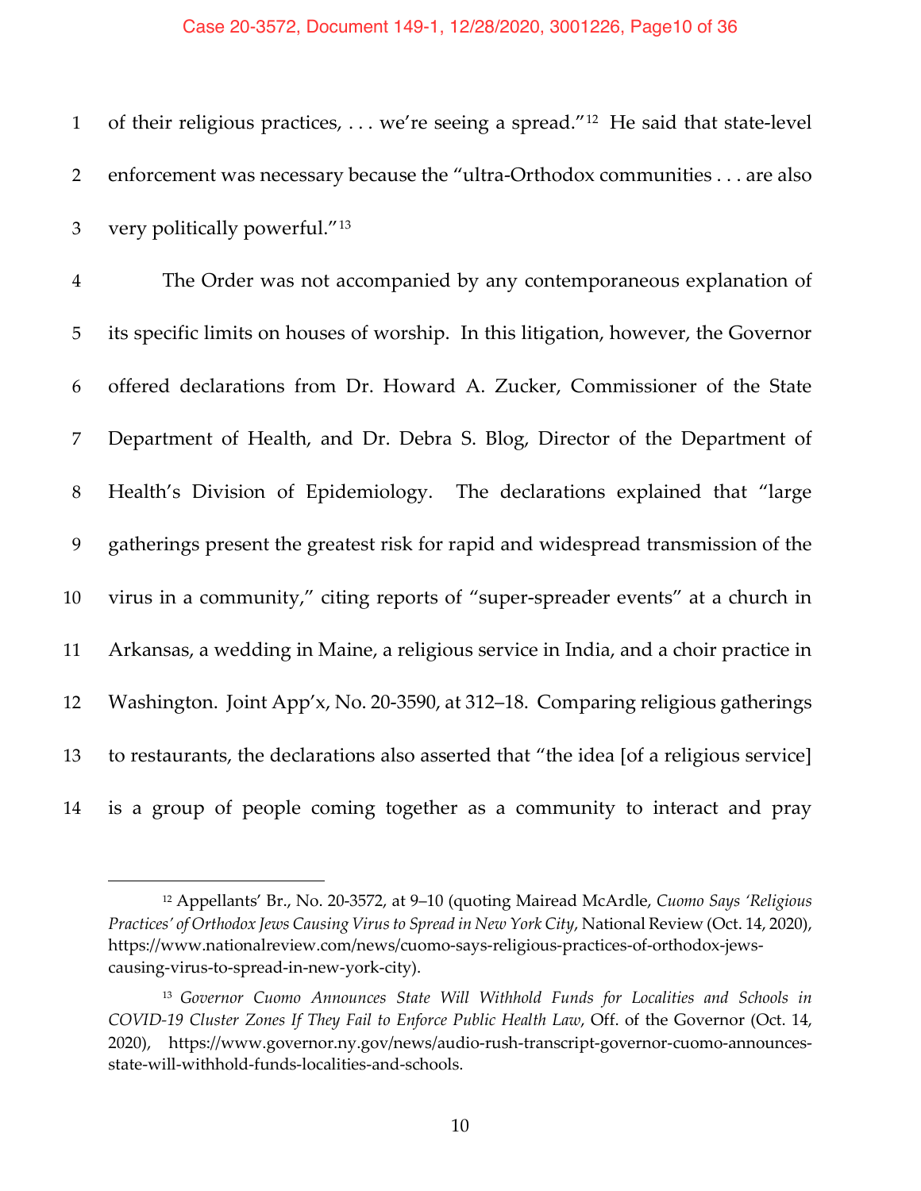of their religious practices, . . . we're seeing a spread."[12] He said that state-level enforcement was necessary because the "ultra-Orthodox communities . . . are also very politically powerful."[13]

The Order was not accompanied by any contemporaneous explanation of its specific limits on houses of worship. In this litigation, however, the Governor offered declarations from Dr. Howard A. Zucker, Commissioner of the State Department of Health, and Dr. Debra S. Blog, Director of the Department of Health's Division of Epidemiology. The declarations explained that "large gatherings present the greatest risk for rapid and widespread transmission of the virus in a community," citing reports of "super-spreader events" at a church in Arkansas, a wedding in Maine, a religious service in India, and a choir practice in Washington. Joint App'x, No. 20-3590, at 312–18. Comparing religious gatherings to restaurants, the declarations also asserted that "the idea [of a religious service] is a group of people coming together as a community to interact and pray

---

[12] Appellants' Br., No. 20-3572, at 9–10 (quoting Mairead McArdle, *Cuomo Says 'Religious Practices' of Orthodox Jews Causing Virus to Spread in New York City*, National Review (Oct. 14, 2020), https://www.nationalreview.com/news/cuomo-says-religious-practices-of-orthodox-jews-causing-virus-to-spread-in-new-york-city).

[13] *Governor Cuomo Announces State Will Withhold Funds for Localities and Schools in COVID-19 Cluster Zones If They Fail to Enforce Public Health Law*, Off. of the Governor (Oct. 14, 2020), https://www.governor.ny.gov/news/audio-rush-transcript-governor-cuomo-announces-state-will-withhold-funds-localities-and-schools.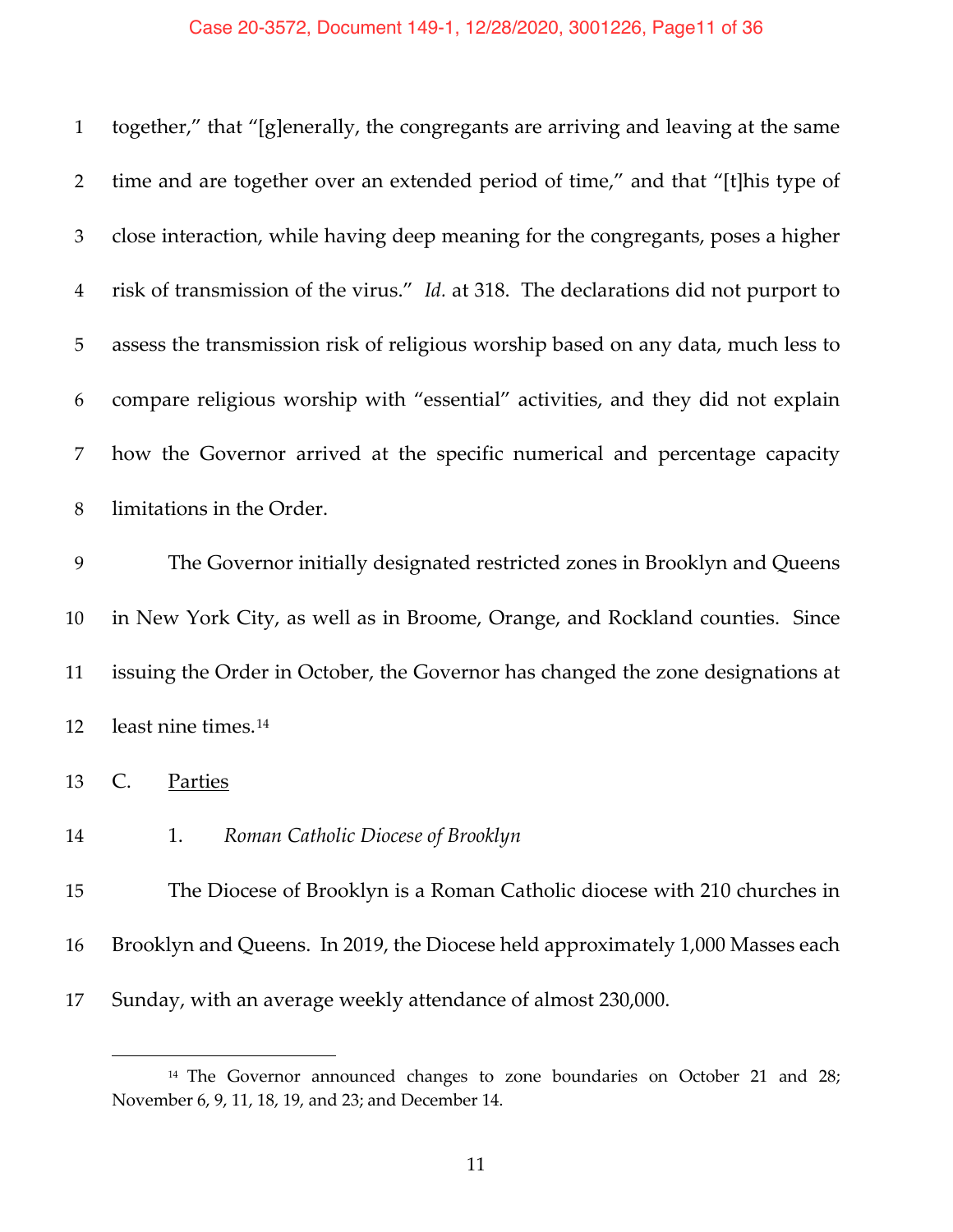together," that "[g]enerally, the congregants are arriving and leaving at the same time and are together over an extended period of time," and that "[t]his type of close interaction, while having deep meaning for the congregants, poses a higher risk of transmission of the virus." *Id.* at 318. The declarations did not purport to assess the transmission risk of religious worship based on any data, much less to compare religious worship with "essential" activities, and they did not explain how the Governor arrived at the specific numerical and percentage capacity limitations in the Order.

The Governor initially designated restricted zones in Brooklyn and Queens in New York City, as well as in Broome, Orange, and Rockland counties. Since issuing the Order in October, the Governor has changed the zone designations at least nine times.[14]

## C. Parties

### 1. *Roman Catholic Diocese of Brooklyn*

The Diocese of Brooklyn is a Roman Catholic diocese with 210 churches in Brooklyn and Queens. In 2019, the Diocese held approximately 1,000 Masses each Sunday, with an average weekly attendance of almost 230,000.

---

[14] The Governor announced changes to zone boundaries on October 21 and 28; November 6, 9, 11, 18, 19, and 23; and December 14.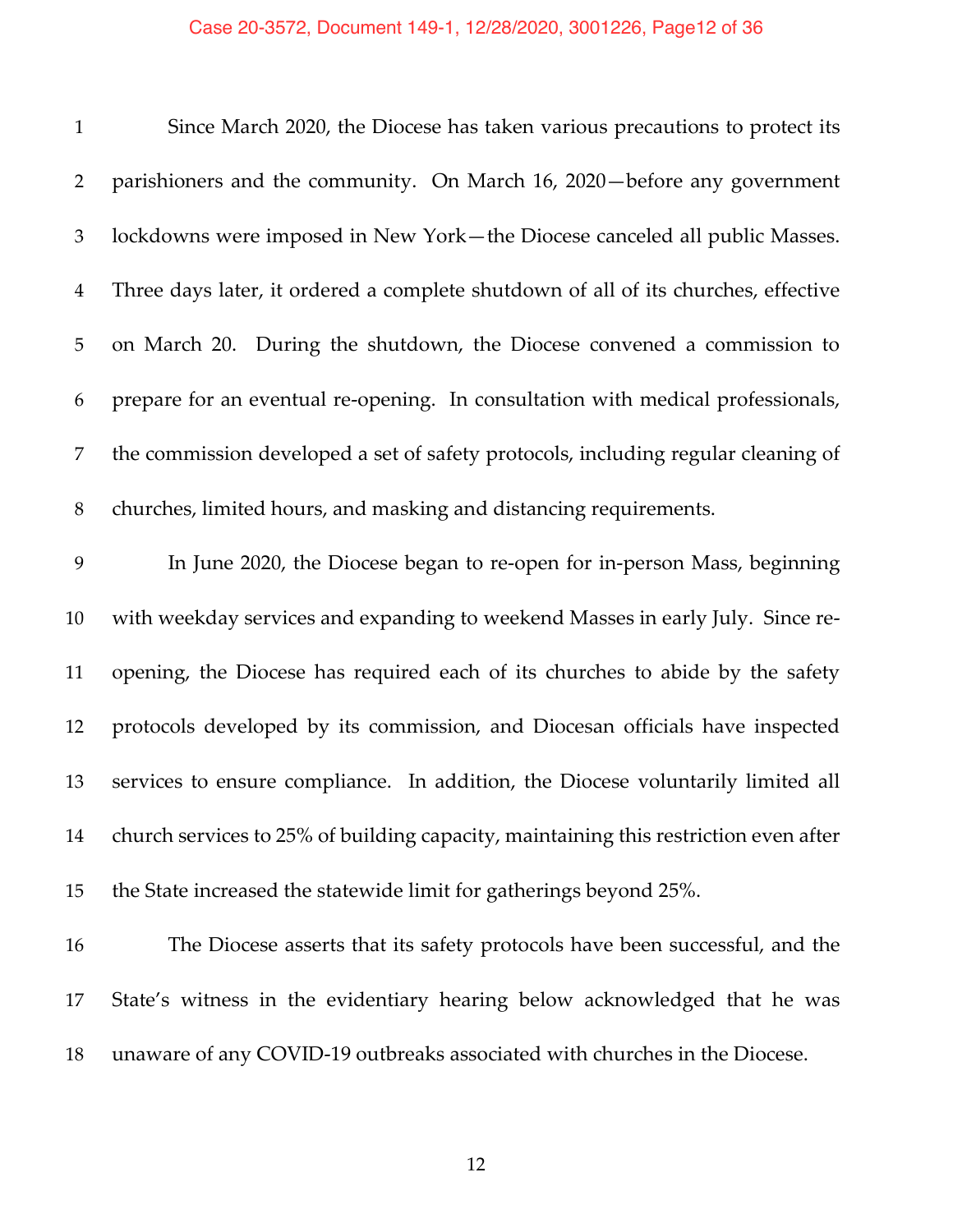Since March 2020, the Diocese has taken various precautions to protect its parishioners and the community. On March 16, 2020—before any government lockdowns were imposed in New York—the Diocese canceled all public Masses. Three days later, it ordered a complete shutdown of all of its churches, effective on March 20. During the shutdown, the Diocese convened a commission to prepare for an eventual re-opening. In consultation with medical professionals, the commission developed a set of safety protocols, including regular cleaning of churches, limited hours, and masking and distancing requirements.

In June 2020, the Diocese began to re-open for in-person Mass, beginning with weekday services and expanding to weekend Masses in early July. Since re-opening, the Diocese has required each of its churches to abide by the safety protocols developed by its commission, and Diocesan officials have inspected services to ensure compliance. In addition, the Diocese voluntarily limited all church services to 25% of building capacity, maintaining this restriction even after the State increased the statewide limit for gatherings beyond 25%.

The Diocese asserts that its safety protocols have been successful, and the State's witness in the evidentiary hearing below acknowledged that he was unaware of any COVID-19 outbreaks associated with churches in the Diocese.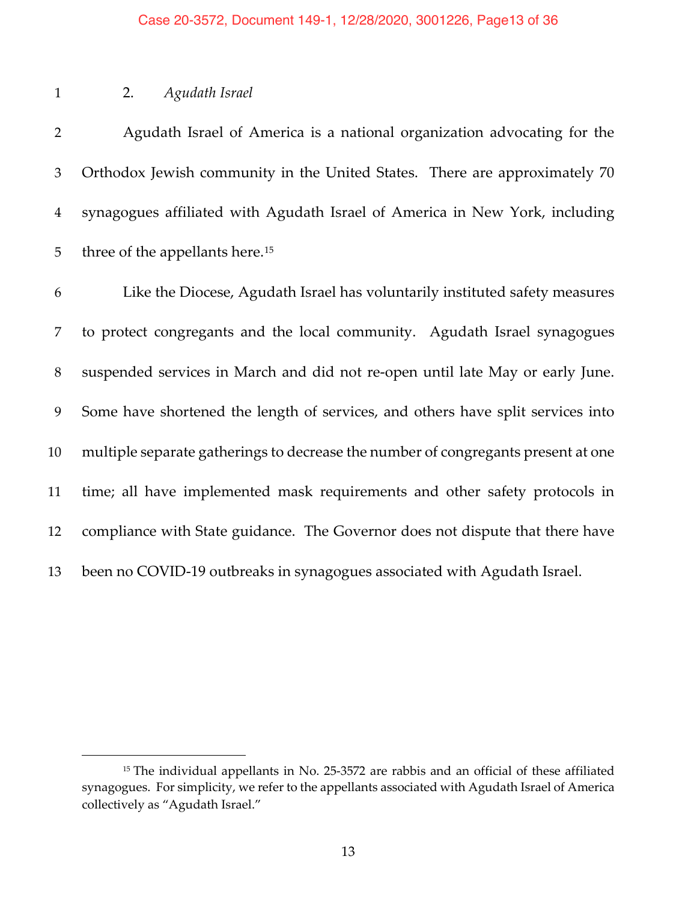### 2. *Agudath Israel*

Agudath Israel of America is a national organization advocating for the Orthodox Jewish community in the United States. There are approximately 70 synagogues affiliated with Agudath Israel of America in New York, including three of the appellants here.[15]

Like the Diocese, Agudath Israel has voluntarily instituted safety measures to protect congregants and the local community. Agudath Israel synagogues suspended services in March and did not re-open until late May or early June. Some have shortened the length of services, and others have split services into multiple separate gatherings to decrease the number of congregants present at one time; all have implemented mask requirements and other safety protocols in compliance with State guidance. The Governor does not dispute that there have been no COVID-19 outbreaks in synagogues associated with Agudath Israel.

---

[15] The individual appellants in No. 25-3572 are rabbis and an official of these affiliated synagogues. For simplicity, we refer to the appellants associated with Agudath Israel of America collectively as "Agudath Israel."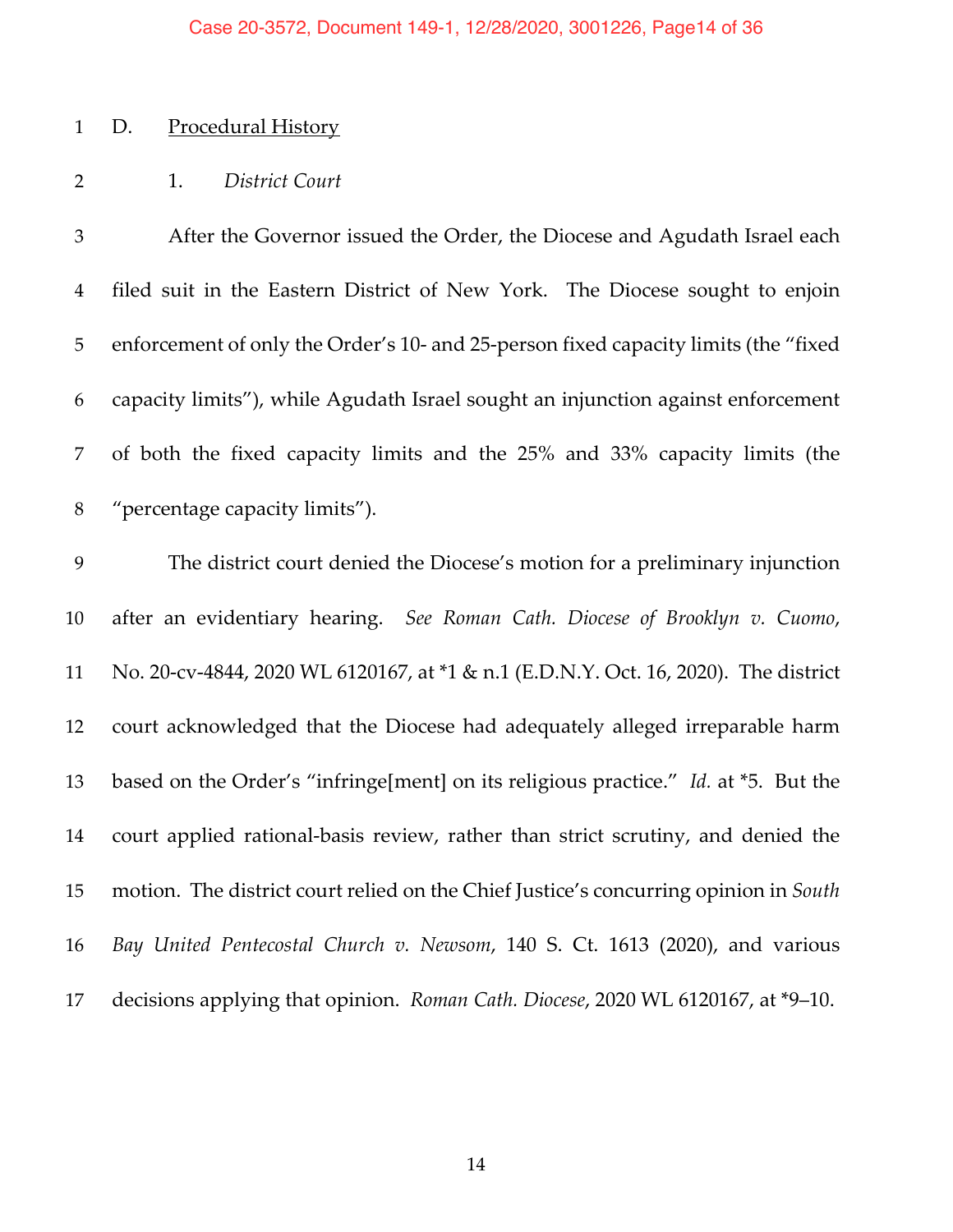## D. Procedural History

### 1. *District Court*

After the Governor issued the Order, the Diocese and Agudath Israel each filed suit in the Eastern District of New York. The Diocese sought to enjoin enforcement of only the Order's 10- and 25-person fixed capacity limits (the "fixed capacity limits"), while Agudath Israel sought an injunction against enforcement of both the fixed capacity limits and the 25% and 33% capacity limits (the "percentage capacity limits").

The district court denied the Diocese's motion for a preliminary injunction after an evidentiary hearing. *See Roman Cath. Diocese of Brooklyn v. Cuomo*, No. 20-cv-4844, 2020 WL 6120167, at *1 & n.1 (E.D.N.Y. Oct. 16, 2020). The district court acknowledged that the Diocese had adequately alleged irreparable harm based on the Order's "infringe[ment] on its religious practice." *Id.* at *5. But the court applied rational-basis review, rather than strict scrutiny, and denied the motion. The district court relied on the Chief Justice's concurring opinion in *South Bay United Pentecostal Church v. Newsom*, 140 S. Ct. 1613 (2020), and various decisions applying that opinion. *Roman Cath. Diocese*, 2020 WL 6120167, at *9–10.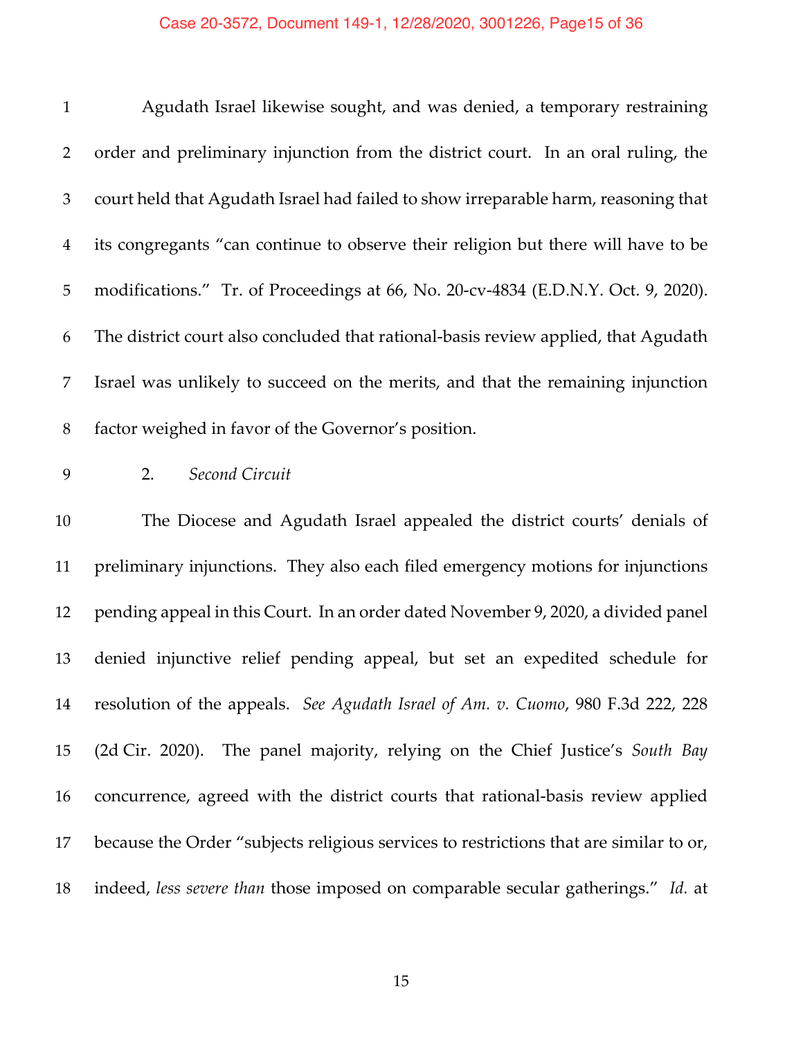Agudath Israel likewise sought, and was denied, a temporary restraining order and preliminary injunction from the district court. In an oral ruling, the court held that Agudath Israel had failed to show irreparable harm, reasoning that its congregants "can continue to observe their religion but there will have to be modifications." Tr. of Proceedings at 66, No. 20-cv-4834 (E.D.N.Y. Oct. 9, 2020). The district court also concluded that rational-basis review applied, that Agudath Israel was unlikely to succeed on the merits, and that the remaining injunction factor weighed in favor of the Governor's position.

### 2. *Second Circuit*

The Diocese and Agudath Israel appealed the district courts' denials of preliminary injunctions. They also each filed emergency motions for injunctions pending appeal in this Court. In an order dated November 9, 2020, a divided panel denied injunctive relief pending appeal, but set an expedited schedule for resolution of the appeals. *See Agudath Israel of Am. v. Cuomo*, 980 F.3d 222, 228 (2d Cir. 2020). The panel majority, relying on the Chief Justice's *South Bay* concurrence, agreed with the district courts that rational-basis review applied because the Order "subjects religious services to restrictions that are similar to or, indeed, *less severe than* those imposed on comparable secular gatherings." *Id.* at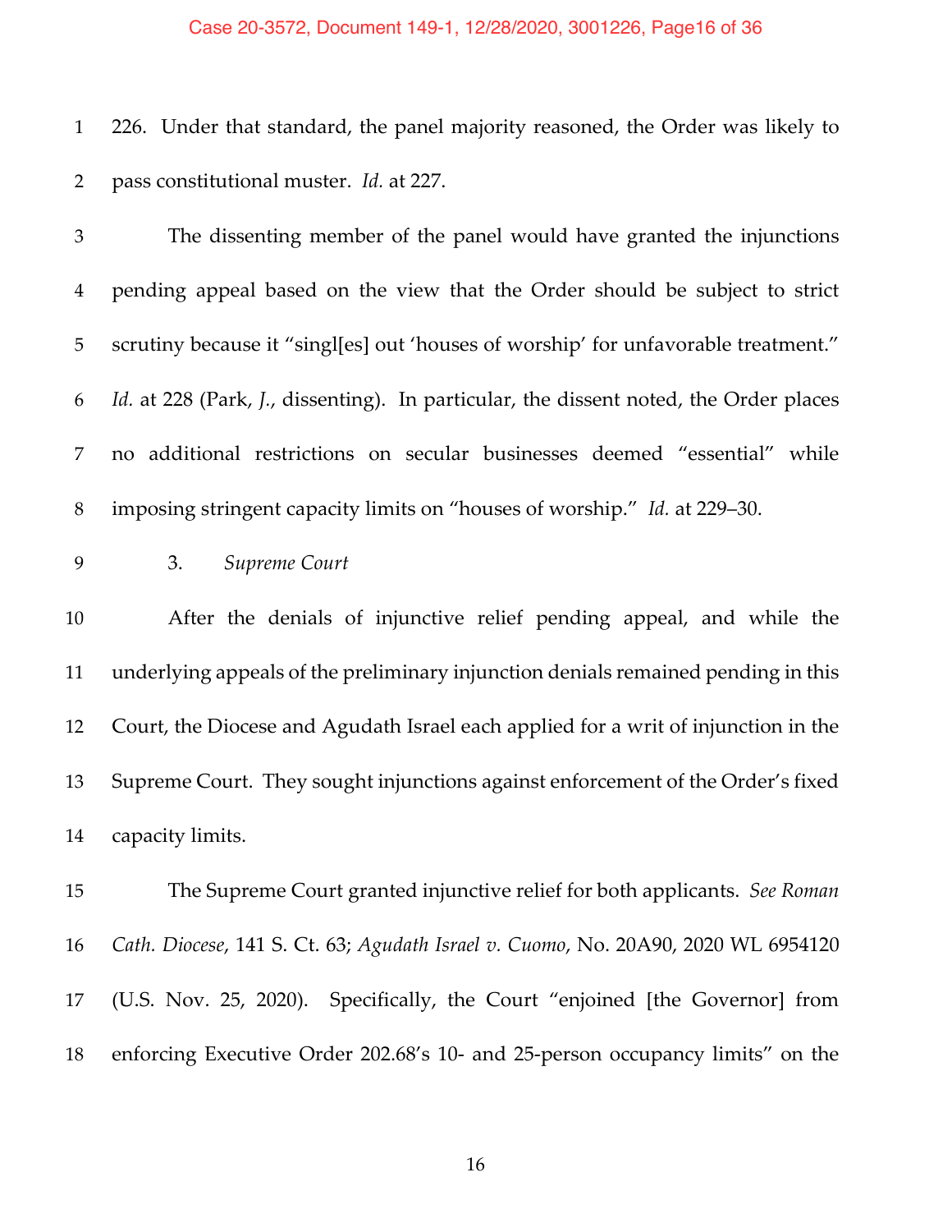226. Under that standard, the panel majority reasoned, the Order was likely to pass constitutional muster. *Id.* at 227.

The dissenting member of the panel would have granted the injunctions pending appeal based on the view that the Order should be subject to strict scrutiny because it "singl[es] out 'houses of worship' for unfavorable treatment." *Id.* at 228 (Park, *J.*, dissenting). In particular, the dissent noted, the Order places no additional restrictions on secular businesses deemed "essential" while imposing stringent capacity limits on "houses of worship." *Id.* at 229–30.

3. *Supreme Court*

After the denials of injunctive relief pending appeal, and while the underlying appeals of the preliminary injunction denials remained pending in this Court, the Diocese and Agudath Israel each applied for a writ of injunction in the Supreme Court. They sought injunctions against enforcement of the Order's fixed capacity limits.

The Supreme Court granted injunctive relief for both applicants. *See Roman Cath. Diocese*, 141 S. Ct. 63; *Agudath Israel v. Cuomo*, No. 20A90, 2020 WL 6954120 (U.S. Nov. 25, 2020). Specifically, the Court "enjoined [the Governor] from enforcing Executive Order 202.68's 10- and 25-person occupancy limits" on the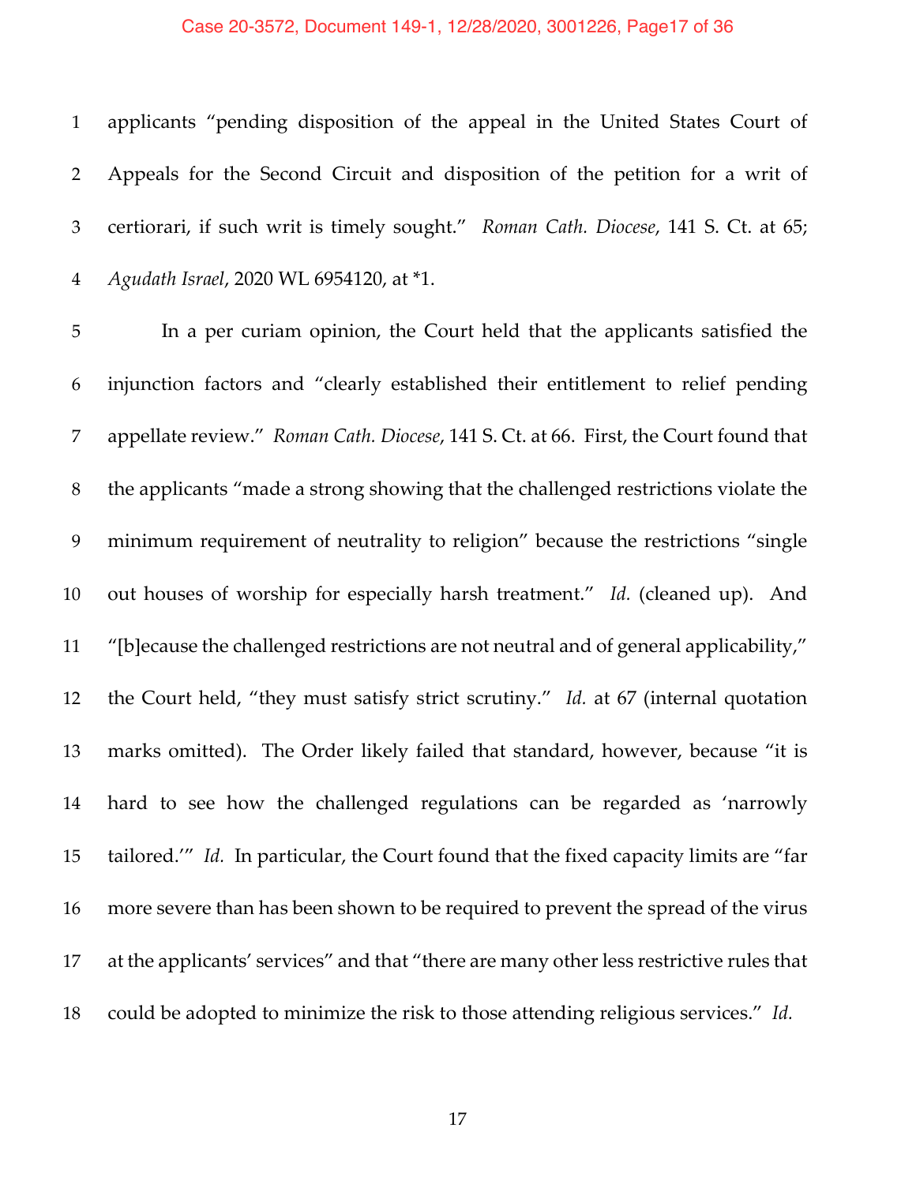applicants "pending disposition of the appeal in the United States Court of Appeals for the Second Circuit and disposition of the petition for a writ of certiorari, if such writ is timely sought." *Roman Cath. Diocese*, 141 S. Ct. at 65; *Agudath Israel*, 2020 WL 6954120, at *1.

In a per curiam opinion, the Court held that the applicants satisfied the injunction factors and "clearly established their entitlement to relief pending appellate review." *Roman Cath. Diocese*, 141 S. Ct. at 66. First, the Court found that the applicants "made a strong showing that the challenged restrictions violate the minimum requirement of neutrality to religion" because the restrictions "single out houses of worship for especially harsh treatment." *Id.* (cleaned up). And "[b]ecause the challenged restrictions are not neutral and of general applicability," the Court held, "they must satisfy strict scrutiny." *Id.* at 67 (internal quotation marks omitted). The Order likely failed that standard, however, because "it is hard to see how the challenged regulations can be regarded as 'narrowly tailored.'" *Id.* In particular, the Court found that the fixed capacity limits are "far more severe than has been shown to be required to prevent the spread of the virus at the applicants' services" and that "there are many other less restrictive rules that could be adopted to minimize the risk to those attending religious services." *Id.*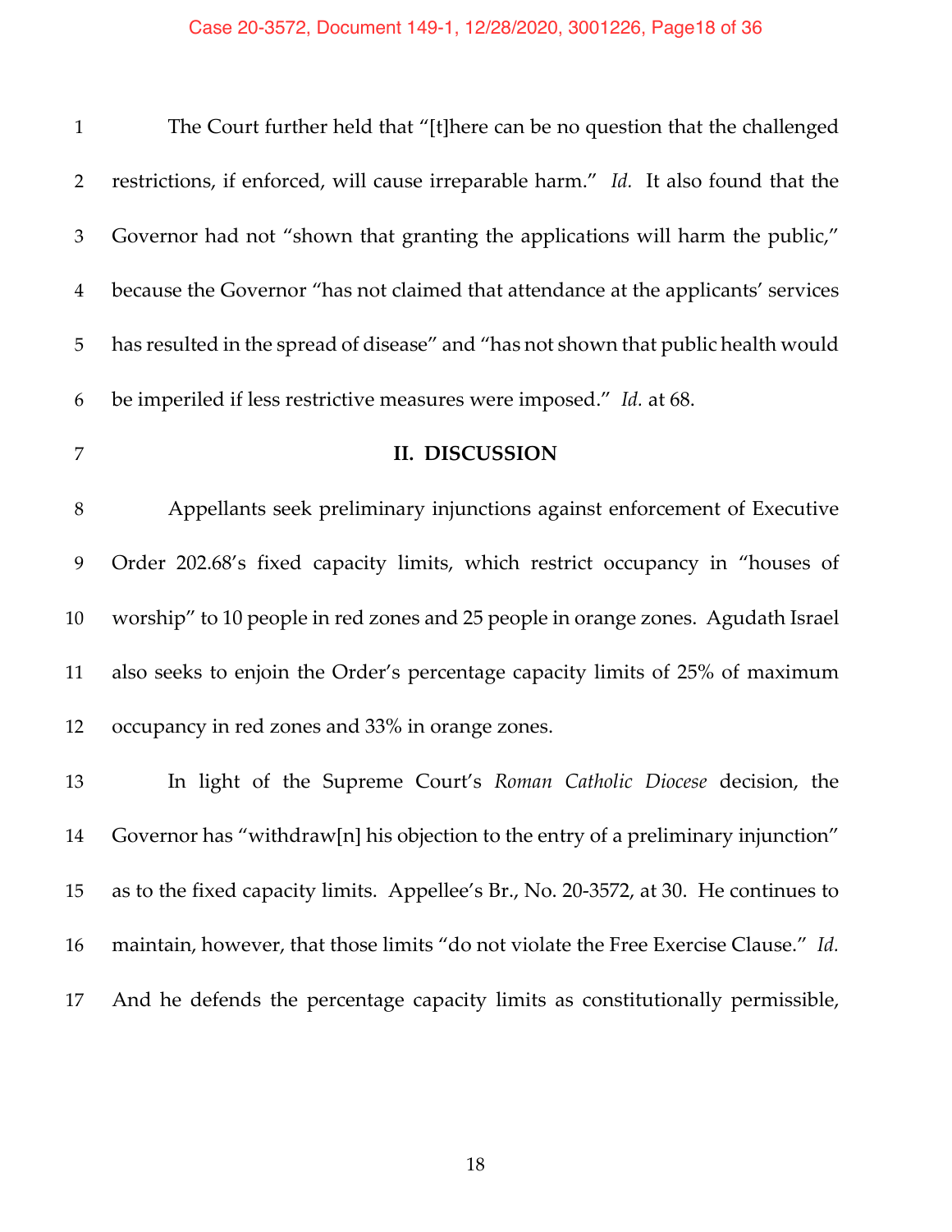The Court further held that "[t]here can be no question that the challenged restrictions, if enforced, will cause irreparable harm." *Id.* It also found that the Governor had not "shown that granting the applications will harm the public," because the Governor "has not claimed that attendance at the applicants' services has resulted in the spread of disease" and "has not shown that public health would be imperiled if less restrictive measures were imposed." *Id.* at 68.

## II. DISCUSSION

Appellants seek preliminary injunctions against enforcement of Executive Order 202.68's fixed capacity limits, which restrict occupancy in "houses of worship" to 10 people in red zones and 25 people in orange zones. Agudath Israel also seeks to enjoin the Order's percentage capacity limits of 25% of maximum occupancy in red zones and 33% in orange zones.

In light of the Supreme Court's *Roman Catholic Diocese* decision, the Governor has "withdraw[n] his objection to the entry of a preliminary injunction" as to the fixed capacity limits. Appellee's Br., No. 20-3572, at 30. He continues to maintain, however, that those limits "do not violate the Free Exercise Clause." *Id.* And he defends the percentage capacity limits as constitutionally permissible,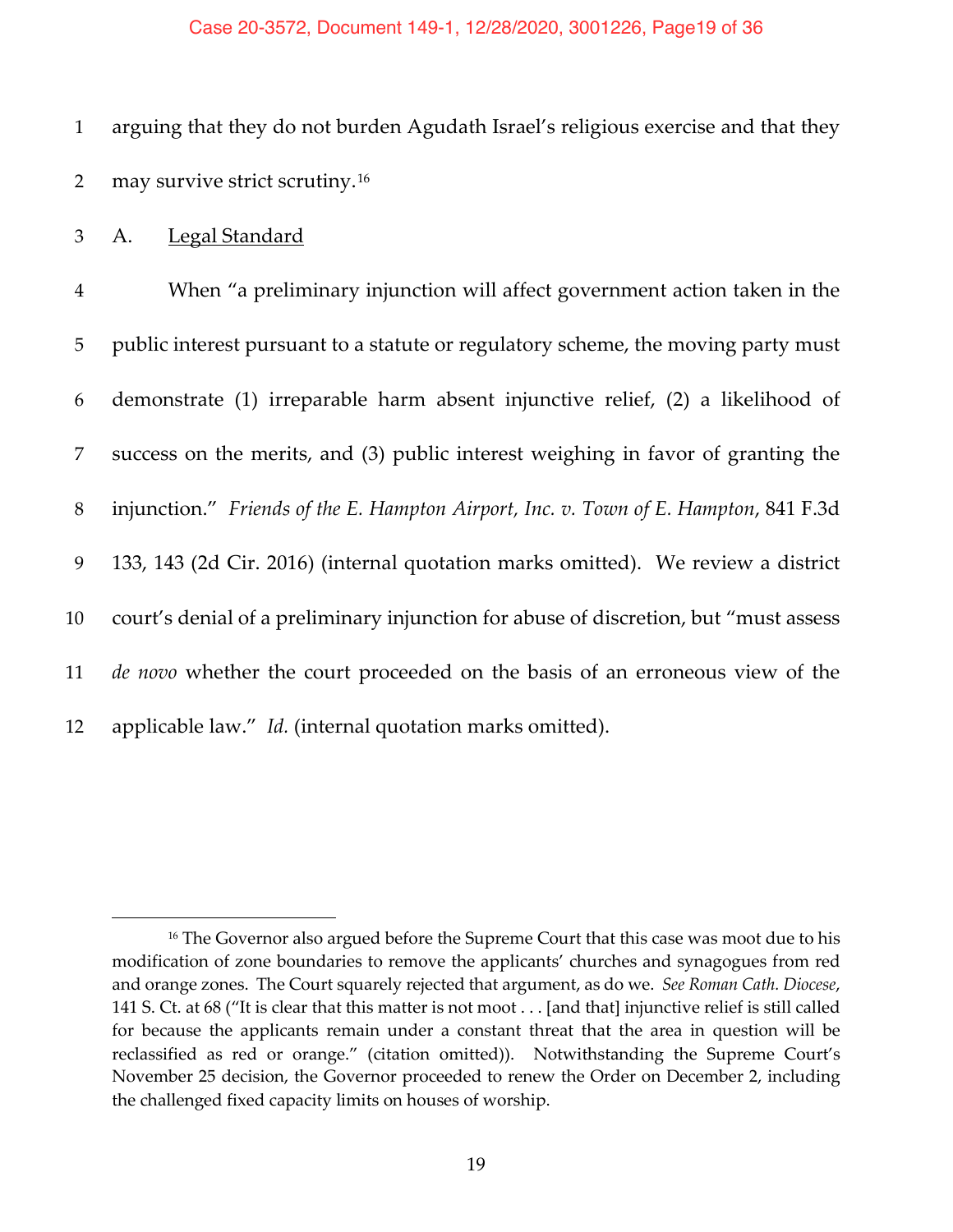arguing that they do not burden Agudath Israel's religious exercise and that they may survive strict scrutiny.[16]

A. Legal Standard

When "a preliminary injunction will affect government action taken in the public interest pursuant to a statute or regulatory scheme, the moving party must demonstrate (1) irreparable harm absent injunctive relief, (2) a likelihood of success on the merits, and (3) public interest weighing in favor of granting the injunction." *Friends of the E. Hampton Airport, Inc. v. Town of E. Hampton*, 841 F.3d 133, 143 (2d Cir. 2016) (internal quotation marks omitted). We review a district court's denial of a preliminary injunction for abuse of discretion, but "must assess *de novo* whether the court proceeded on the basis of an erroneous view of the applicable law." *Id.* (internal quotation marks omitted).

---

[16] The Governor also argued before the Supreme Court that this case was moot due to his modification of zone boundaries to remove the applicants' churches and synagogues from red and orange zones. The Court squarely rejected that argument, as do we. *See Roman Cath. Diocese*, 141 S. Ct. at 68 ("It is clear that this matter is not moot . . . [and that] injunctive relief is still called for because the applicants remain under a constant threat that the area in question will be reclassified as red or orange." (citation omitted)). Notwithstanding the Supreme Court's November 25 decision, the Governor proceeded to renew the Order on December 2, including the challenged fixed capacity limits on houses of worship.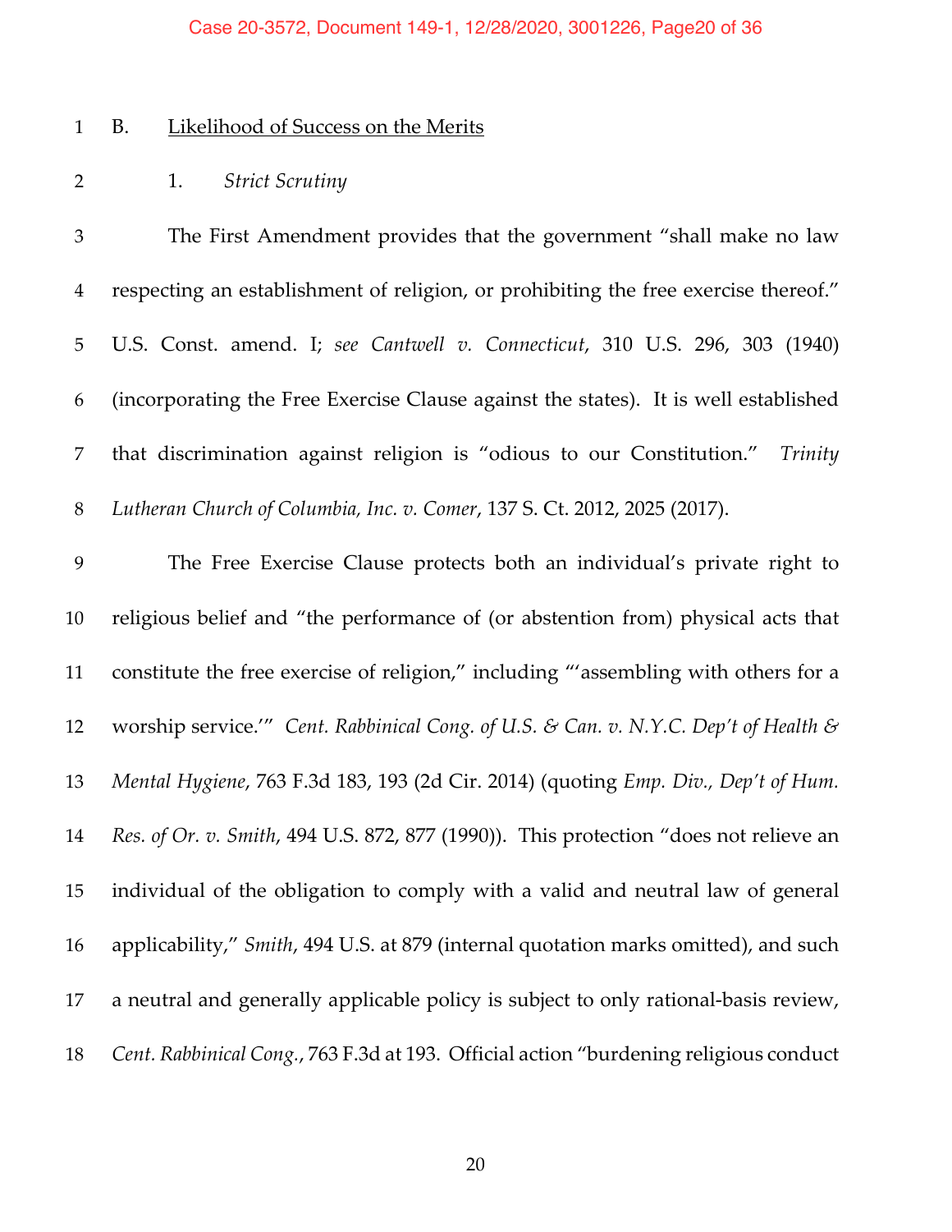### B. Likelihood of Success on the Merits

#### 1. *Strict Scrutiny*

The First Amendment provides that the government "shall make no law respecting an establishment of religion, or prohibiting the free exercise thereof." U.S. Const. amend. I; *see Cantwell v. Connecticut*, 310 U.S. 296, 303 (1940) (incorporating the Free Exercise Clause against the states). It is well established that discrimination against religion is "odious to our Constitution." *Trinity Lutheran Church of Columbia, Inc. v. Comer*, 137 S. Ct. 2012, 2025 (2017).

The Free Exercise Clause protects both an individual's private right to religious belief and "the performance of (or abstention from) physical acts that constitute the free exercise of religion," including "'assembling with others for a worship service.'" *Cent. Rabbinical Cong. of U.S. & Can. v. N.Y.C. Dep't of Health & Mental Hygiene*, 763 F.3d 183, 193 (2d Cir. 2014) (quoting *Emp. Div., Dep't of Hum. Res. of Or. v. Smith*, 494 U.S. 872, 877 (1990)). This protection "does not relieve an individual of the obligation to comply with a valid and neutral law of general applicability," *Smith*, 494 U.S. at 879 (internal quotation marks omitted), and such a neutral and generally applicable policy is subject to only rational-basis review, *Cent. Rabbinical Cong.*, 763 F.3d at 193. Official action "burdening religious conduct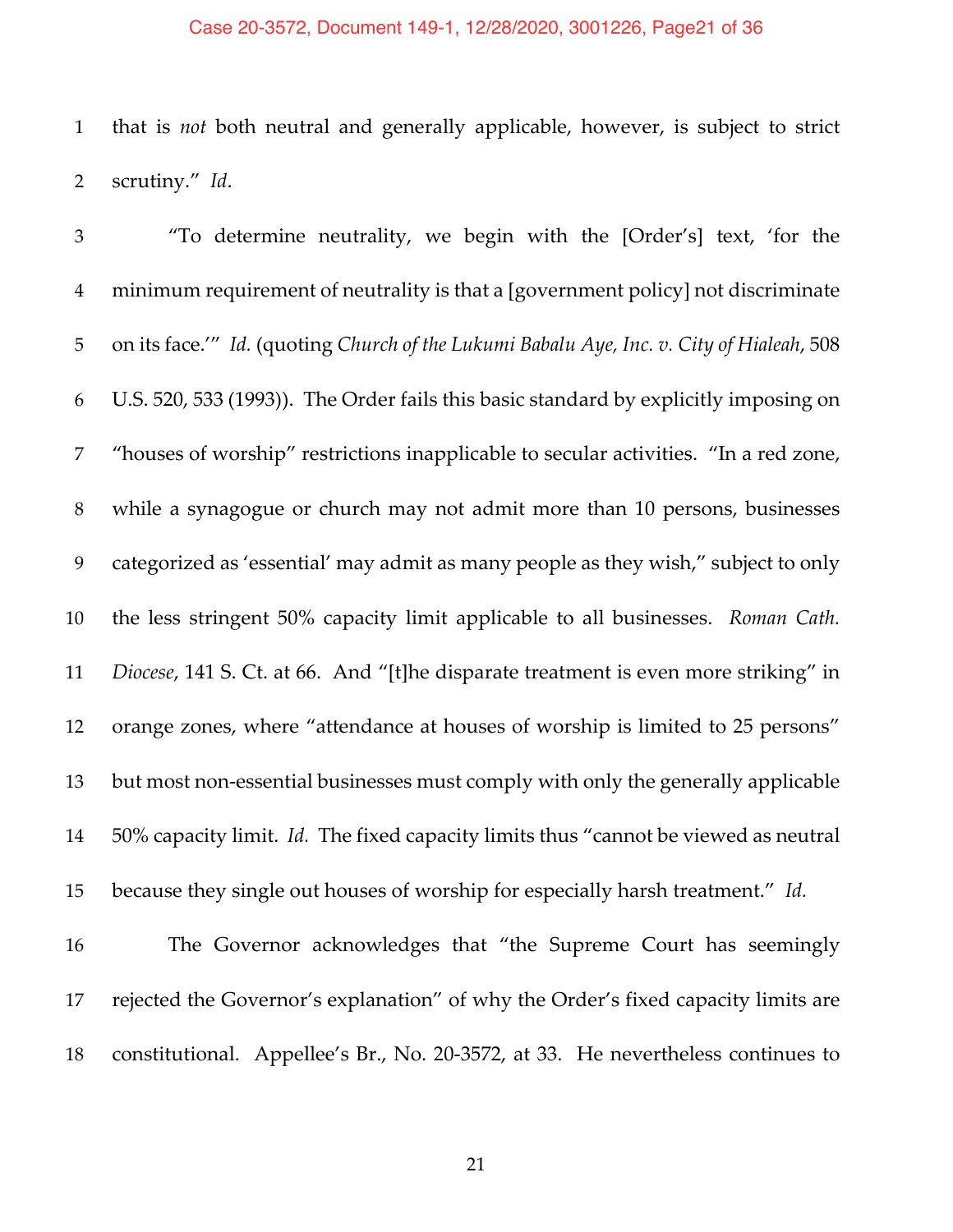that is *not* both neutral and generally applicable, however, is subject to strict scrutiny." *Id*.

"To determine neutrality, we begin with the [Order's] text, 'for the minimum requirement of neutrality is that a [government policy] not discriminate on its face.'" *Id.* (quoting *Church of the Lukumi Babalu Aye, Inc. v. City of Hialeah*, 508 U.S. 520, 533 (1993)). The Order fails this basic standard by explicitly imposing on "houses of worship" restrictions inapplicable to secular activities. "In a red zone, while a synagogue or church may not admit more than 10 persons, businesses categorized as 'essential' may admit as many people as they wish," subject to only the less stringent 50% capacity limit applicable to all businesses. *Roman Cath. Diocese*, 141 S. Ct. at 66. And "[t]he disparate treatment is even more striking" in orange zones, where "attendance at houses of worship is limited to 25 persons" but most non-essential businesses must comply with only the generally applicable 50% capacity limit. *Id.* The fixed capacity limits thus "cannot be viewed as neutral because they single out houses of worship for especially harsh treatment." *Id.*

The Governor acknowledges that "the Supreme Court has seemingly rejected the Governor's explanation" of why the Order's fixed capacity limits are constitutional. Appellee's Br., No. 20-3572, at 33. He nevertheless continues to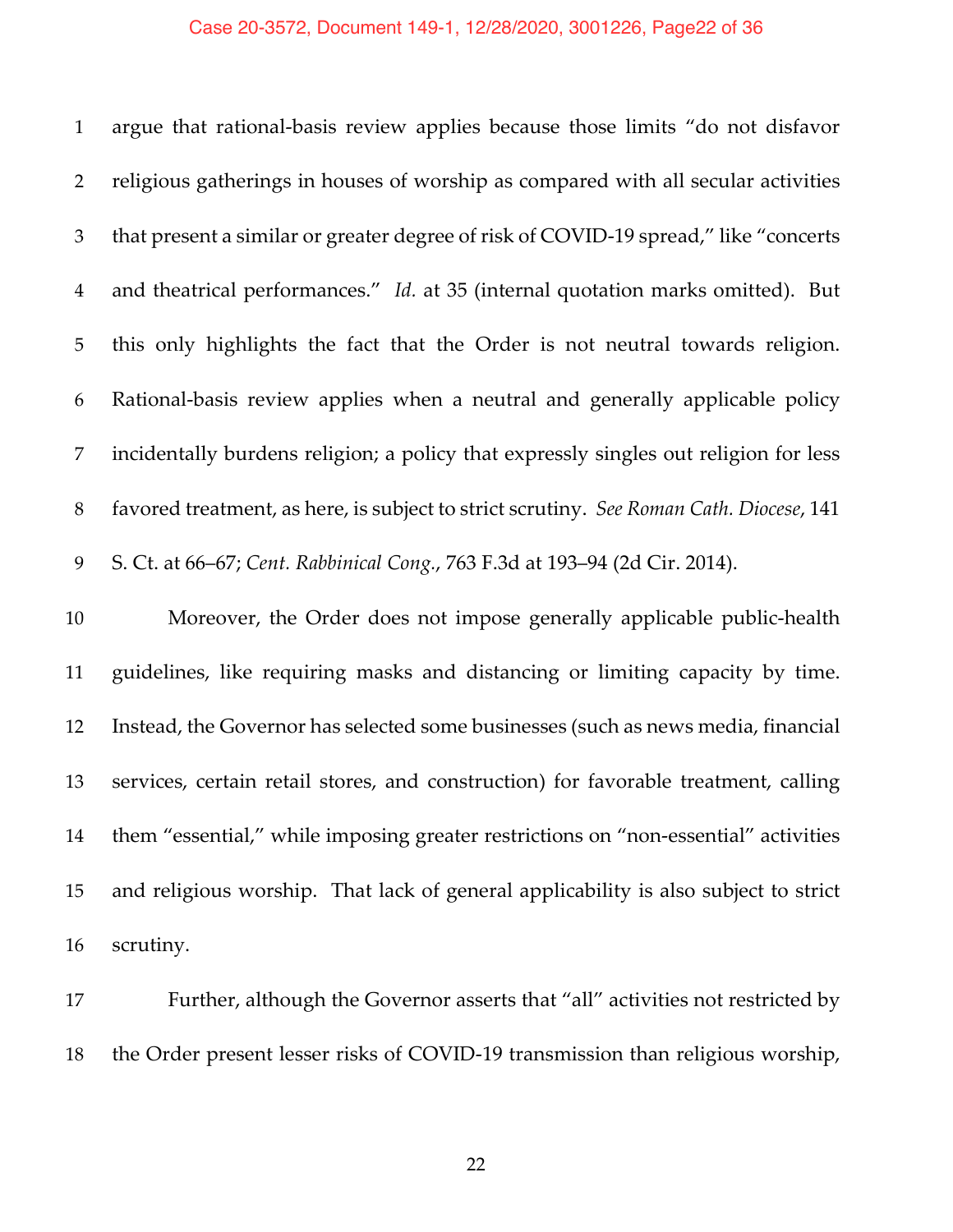argue that rational-basis review applies because those limits "do not disfavor religious gatherings in houses of worship as compared with all secular activities that present a similar or greater degree of risk of COVID-19 spread," like "concerts and theatrical performances." *Id.* at 35 (internal quotation marks omitted). But this only highlights the fact that the Order is not neutral towards religion. Rational-basis review applies when a neutral and generally applicable policy incidentally burdens religion; a policy that expressly singles out religion for less favored treatment, as here, is subject to strict scrutiny. *See Roman Cath. Diocese*, 141 S. Ct. at 66–67; *Cent. Rabbinical Cong.*, 763 F.3d at 193–94 (2d Cir. 2014).

Moreover, the Order does not impose generally applicable public-health guidelines, like requiring masks and distancing or limiting capacity by time. Instead, the Governor has selected some businesses (such as news media, financial services, certain retail stores, and construction) for favorable treatment, calling them "essential," while imposing greater restrictions on "non-essential" activities and religious worship. That lack of general applicability is also subject to strict scrutiny.

Further, although the Governor asserts that "all" activities not restricted by the Order present lesser risks of COVID-19 transmission than religious worship,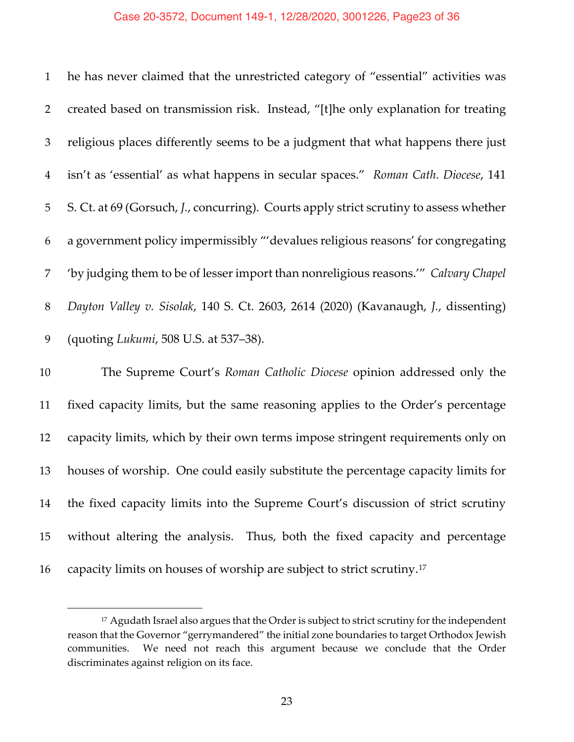he has never claimed that the unrestricted category of "essential" activities was created based on transmission risk. Instead, "[t]he only explanation for treating religious places differently seems to be a judgment that what happens there just isn't as 'essential' as what happens in secular spaces." *Roman Cath. Diocese*, 141 S. Ct. at 69 (Gorsuch, *J.*, concurring). Courts apply strict scrutiny to assess whether a government policy impermissibly "'devalues religious reasons' for congregating 'by judging them to be of lesser import than nonreligious reasons.'" *Calvary Chapel Dayton Valley v. Sisolak*, 140 S. Ct. 2603, 2614 (2020) (Kavanaugh, *J.*, dissenting) (quoting *Lukumi*, 508 U.S. at 537–38).

The Supreme Court's *Roman Catholic Diocese* opinion addressed only the fixed capacity limits, but the same reasoning applies to the Order's percentage capacity limits, which by their own terms impose stringent requirements only on houses of worship. One could easily substitute the percentage capacity limits for the fixed capacity limits into the Supreme Court's discussion of strict scrutiny without altering the analysis. Thus, both the fixed capacity and percentage capacity limits on houses of worship are subject to strict scrutiny.[17]

[17] Agudath Israel also argues that the Order is subject to strict scrutiny for the independent reason that the Governor "gerrymandered" the initial zone boundaries to target Orthodox Jewish communities. We need not reach this argument because we conclude that the Order discriminates against religion on its face.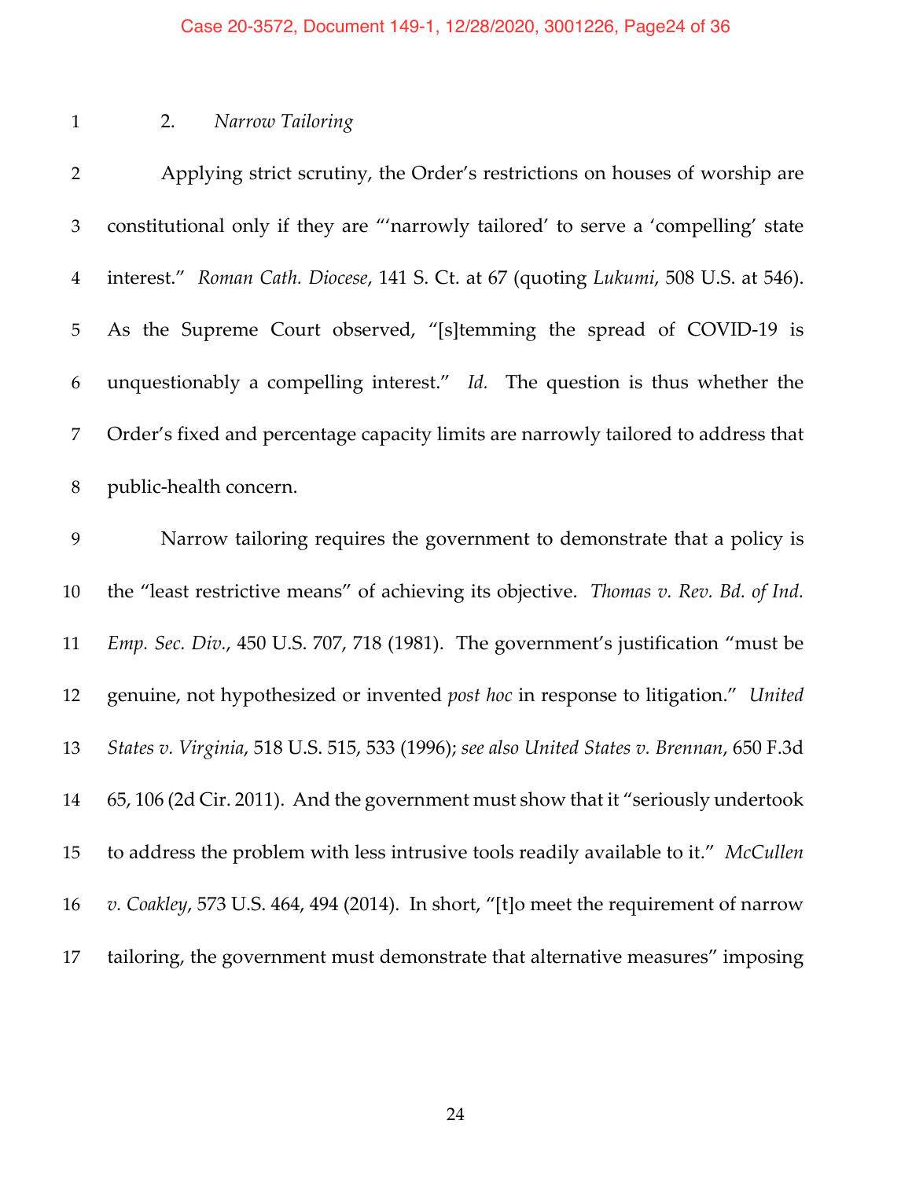### 2. *Narrow Tailoring*

Applying strict scrutiny, the Order's restrictions on houses of worship are constitutional only if they are "'narrowly tailored' to serve a 'compelling' state interest." *Roman Cath. Diocese*, 141 S. Ct. at 67 (quoting *Lukumi*, 508 U.S. at 546). As the Supreme Court observed, "[s]temming the spread of COVID-19 is unquestionably a compelling interest." *Id.* The question is thus whether the Order's fixed and percentage capacity limits are narrowly tailored to address that public-health concern.

Narrow tailoring requires the government to demonstrate that a policy is the "least restrictive means" of achieving its objective. *Thomas v. Rev. Bd. of Ind. Emp. Sec. Div.*, 450 U.S. 707, 718 (1981). The government's justification "must be genuine, not hypothesized or invented *post hoc* in response to litigation." *United States v. Virginia*, 518 U.S. 515, 533 (1996); *see also United States v. Brennan*, 650 F.3d 65, 106 (2d Cir. 2011). And the government must show that it "seriously undertook to address the problem with less intrusive tools readily available to it." *McCullen v. Coakley*, 573 U.S. 464, 494 (2014). In short, "[t]o meet the requirement of narrow tailoring, the government must demonstrate that alternative measures" imposing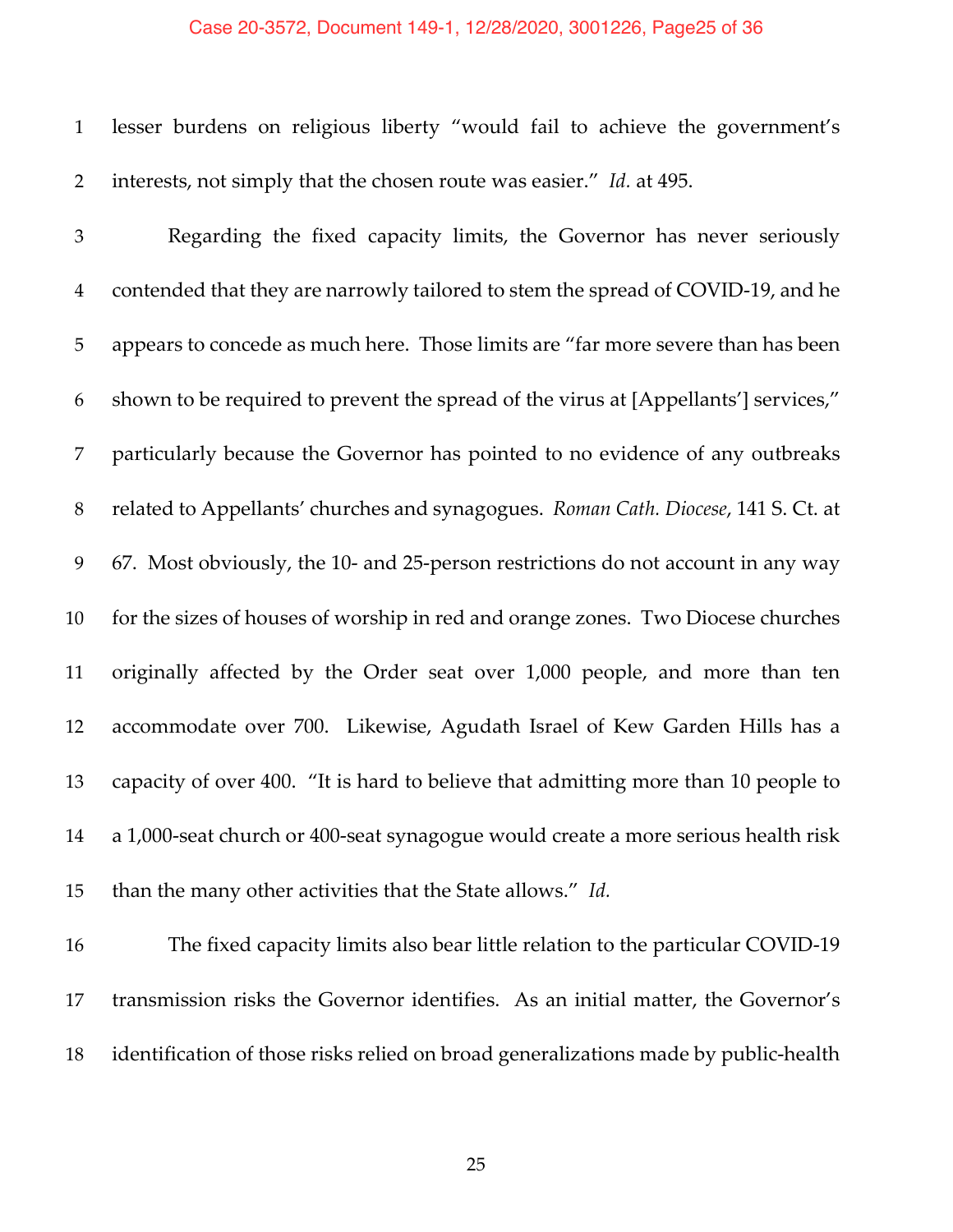lesser burdens on religious liberty "would fail to achieve the government's interests, not simply that the chosen route was easier." *Id.* at 495.

Regarding the fixed capacity limits, the Governor has never seriously contended that they are narrowly tailored to stem the spread of COVID-19, and he appears to concede as much here. Those limits are "far more severe than has been shown to be required to prevent the spread of the virus at [Appellants'] services," particularly because the Governor has pointed to no evidence of any outbreaks related to Appellants' churches and synagogues. *Roman Cath. Diocese*, 141 S. Ct. at 67. Most obviously, the 10- and 25-person restrictions do not account in any way for the sizes of houses of worship in red and orange zones. Two Diocese churches originally affected by the Order seat over 1,000 people, and more than ten accommodate over 700. Likewise, Agudath Israel of Kew Garden Hills has a capacity of over 400. "It is hard to believe that admitting more than 10 people to a 1,000-seat church or 400-seat synagogue would create a more serious health risk than the many other activities that the State allows." *Id.*

The fixed capacity limits also bear little relation to the particular COVID-19 transmission risks the Governor identifies. As an initial matter, the Governor's identification of those risks relied on broad generalizations made by public-health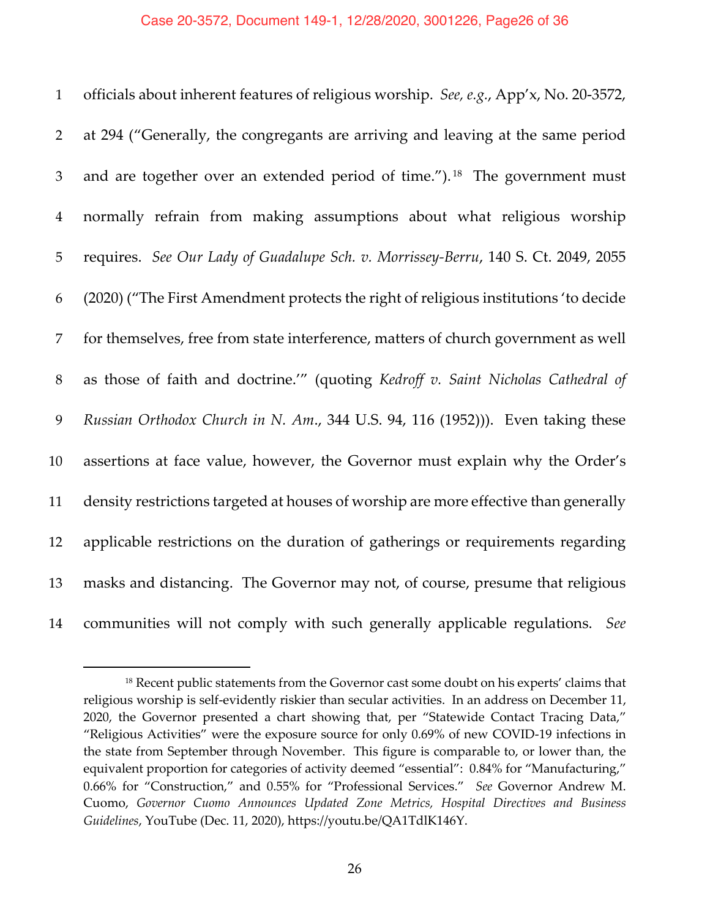officials about inherent features of religious worship. *See, e.g.*, App'x, No. 20-3572, at 294 ("Generally, the congregants are arriving and leaving at the same period and are together over an extended period of time.").[18] The government must normally refrain from making assumptions about what religious worship requires. *See Our Lady of Guadalupe Sch. v. Morrissey-Berru*, 140 S. Ct. 2049, 2055 (2020) ("The First Amendment protects the right of religious institutions 'to decide for themselves, free from state interference, matters of church government as well as those of faith and doctrine.'" (quoting *Kedroff v. Saint Nicholas Cathedral of Russian Orthodox Church in N. Am.*, 344 U.S. 94, 116 (1952))). Even taking these assertions at face value, however, the Governor must explain why the Order's density restrictions targeted at houses of worship are more effective than generally applicable restrictions on the duration of gatherings or requirements regarding masks and distancing. The Governor may not, of course, presume that religious communities will not comply with such generally applicable regulations. *See*

---

[18] Recent public statements from the Governor cast some doubt on his experts' claims that religious worship is self-evidently riskier than secular activities. In an address on December 11, 2020, the Governor presented a chart showing that, per "Statewide Contact Tracing Data," "Religious Activities" were the exposure source for only 0.69% of new COVID-19 infections in the state from September through November. This figure is comparable to, or lower than, the equivalent proportion for categories of activity deemed "essential": 0.84% for "Manufacturing," 0.66% for "Construction," and 0.55% for "Professional Services." *See* Governor Andrew M. Cuomo, *Governor Cuomo Announces Updated Zone Metrics, Hospital Directives and Business Guidelines*, YouTube (Dec. 11, 2020), https://youtu.be/QA1TdlK146Y.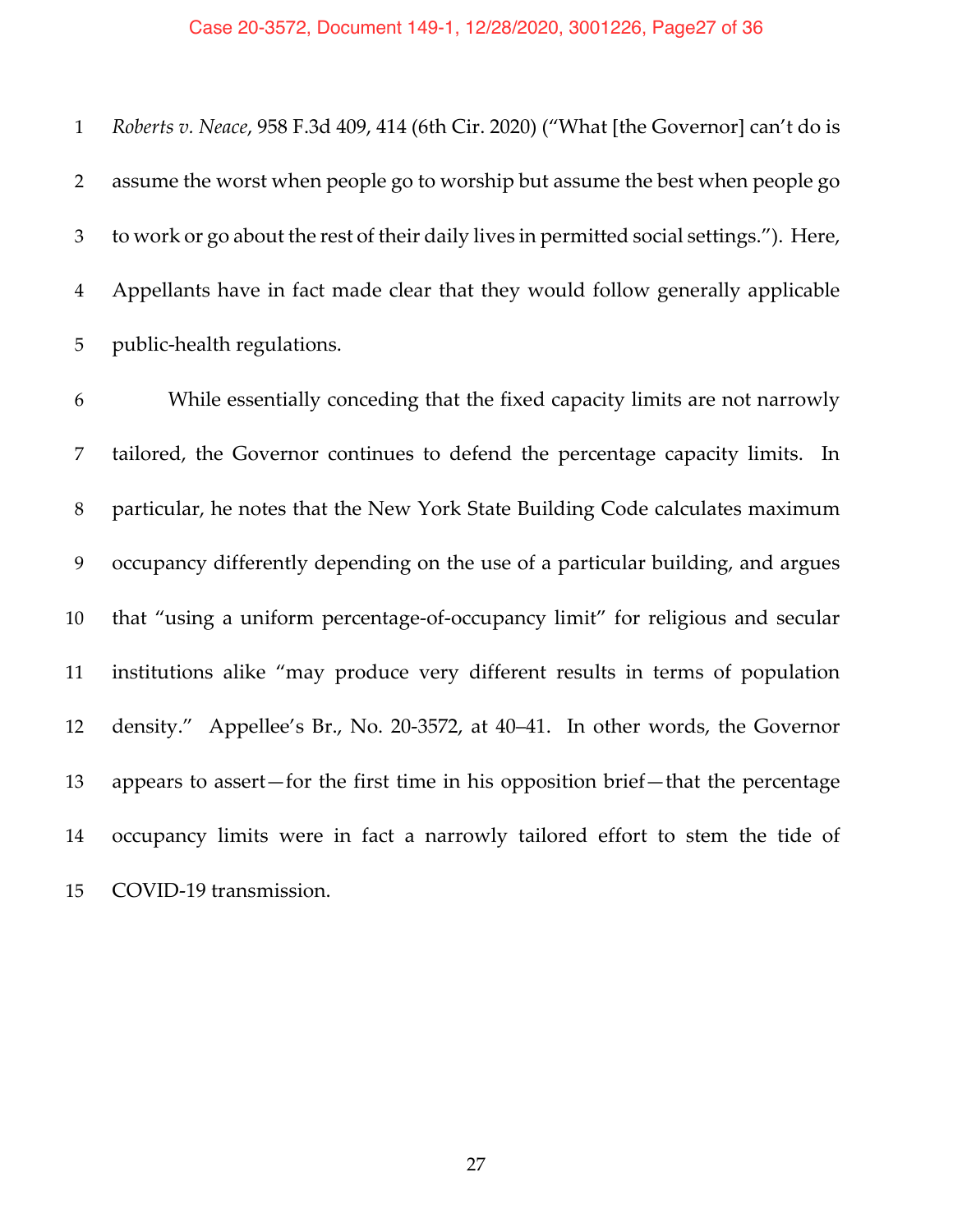*Roberts v. Neace*, 958 F.3d 409, 414 (6th Cir. 2020) ("What [the Governor] can't do is assume the worst when people go to worship but assume the best when people go to work or go about the rest of their daily lives in permitted social settings."). Here, Appellants have in fact made clear that they would follow generally applicable public-health regulations.

While essentially conceding that the fixed capacity limits are not narrowly tailored, the Governor continues to defend the percentage capacity limits. In particular, he notes that the New York State Building Code calculates maximum occupancy differently depending on the use of a particular building, and argues that "using a uniform percentage-of-occupancy limit" for religious and secular institutions alike "may produce very different results in terms of population density." Appellee's Br., No. 20-3572, at 40–41. In other words, the Governor appears to assert—for the first time in his opposition brief—that the percentage occupancy limits were in fact a narrowly tailored effort to stem the tide of COVID-19 transmission.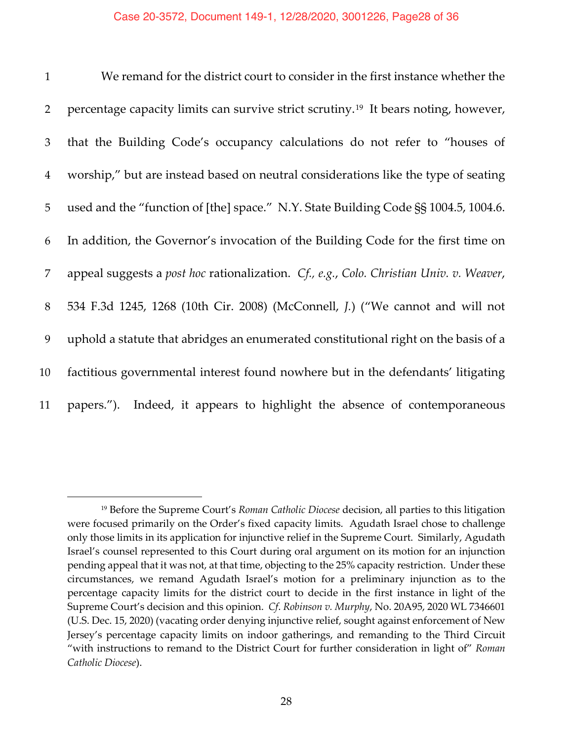We remand for the district court to consider in the first instance whether the percentage capacity limits can survive strict scrutiny.[19] It bears noting, however, that the Building Code's occupancy calculations do not refer to "houses of worship," but are instead based on neutral considerations like the type of seating used and the "function of [the] space." N.Y. State Building Code §§ 1004.5, 1004.6. In addition, the Governor's invocation of the Building Code for the first time on appeal suggests a *post hoc* rationalization. *Cf., e.g.*, *Colo. Christian Univ. v. Weaver*, 534 F.3d 1245, 1268 (10th Cir. 2008) (McConnell, *J.*) ("We cannot and will not uphold a statute that abridges an enumerated constitutional right on the basis of a factitious governmental interest found nowhere but in the defendants' litigating papers."). Indeed, it appears to highlight the absence of contemporaneous

---

[19] Before the Supreme Court's *Roman Catholic Diocese* decision, all parties to this litigation were focused primarily on the Order's fixed capacity limits. Agudath Israel chose to challenge only those limits in its application for injunctive relief in the Supreme Court. Similarly, Agudath Israel's counsel represented to this Court during oral argument on its motion for an injunction pending appeal that it was not, at that time, objecting to the 25% capacity restriction. Under these circumstances, we remand Agudath Israel's motion for a preliminary injunction as to the percentage capacity limits for the district court to decide in the first instance in light of the Supreme Court's decision and this opinion. *Cf. Robinson v. Murphy*, No. 20A95, 2020 WL 7346601 (U.S. Dec. 15, 2020) (vacating order denying injunctive relief, sought against enforcement of New Jersey's percentage capacity limits on indoor gatherings, and remanding to the Third Circuit "with instructions to remand to the District Court for further consideration in light of" *Roman Catholic Diocese*).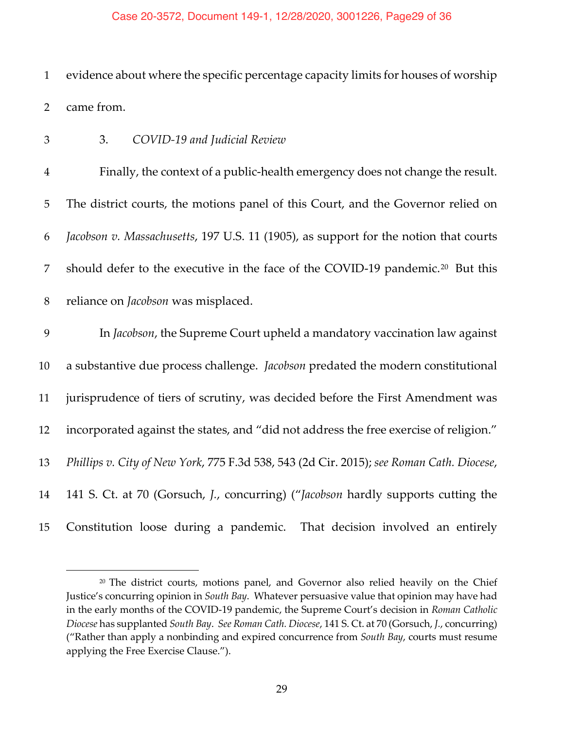evidence about where the specific percentage capacity limits for houses of worship came from.

### 3. *COVID-19 and Judicial Review*

Finally, the context of a public-health emergency does not change the result. The district courts, the motions panel of this Court, and the Governor relied on *Jacobson v. Massachusetts*, 197 U.S. 11 (1905), as support for the notion that courts should defer to the executive in the face of the COVID-19 pandemic.[20] But this reliance on *Jacobson* was misplaced.

In *Jacobson*, the Supreme Court upheld a mandatory vaccination law against a substantive due process challenge. *Jacobson* predated the modern constitutional jurisprudence of tiers of scrutiny, was decided before the First Amendment was incorporated against the states, and "did not address the free exercise of religion." *Phillips v. City of New York*, 775 F.3d 538, 543 (2d Cir. 2015); *see Roman Cath. Diocese*, 141 S. Ct. at 70 (Gorsuch, *J.*, concurring) ("*Jacobson* hardly supports cutting the Constitution loose during a pandemic. That decision involved an entirely

---

[20] The district courts, motions panel, and Governor also relied heavily on the Chief Justice's concurring opinion in *South Bay*. Whatever persuasive value that opinion may have had in the early months of the COVID-19 pandemic, the Supreme Court's decision in *Roman Catholic Diocese* has supplanted *South Bay*. *See Roman Cath. Diocese*, 141 S. Ct. at 70 (Gorsuch, *J.*, concurring) ("Rather than apply a nonbinding and expired concurrence from *South Bay*, courts must resume applying the Free Exercise Clause.").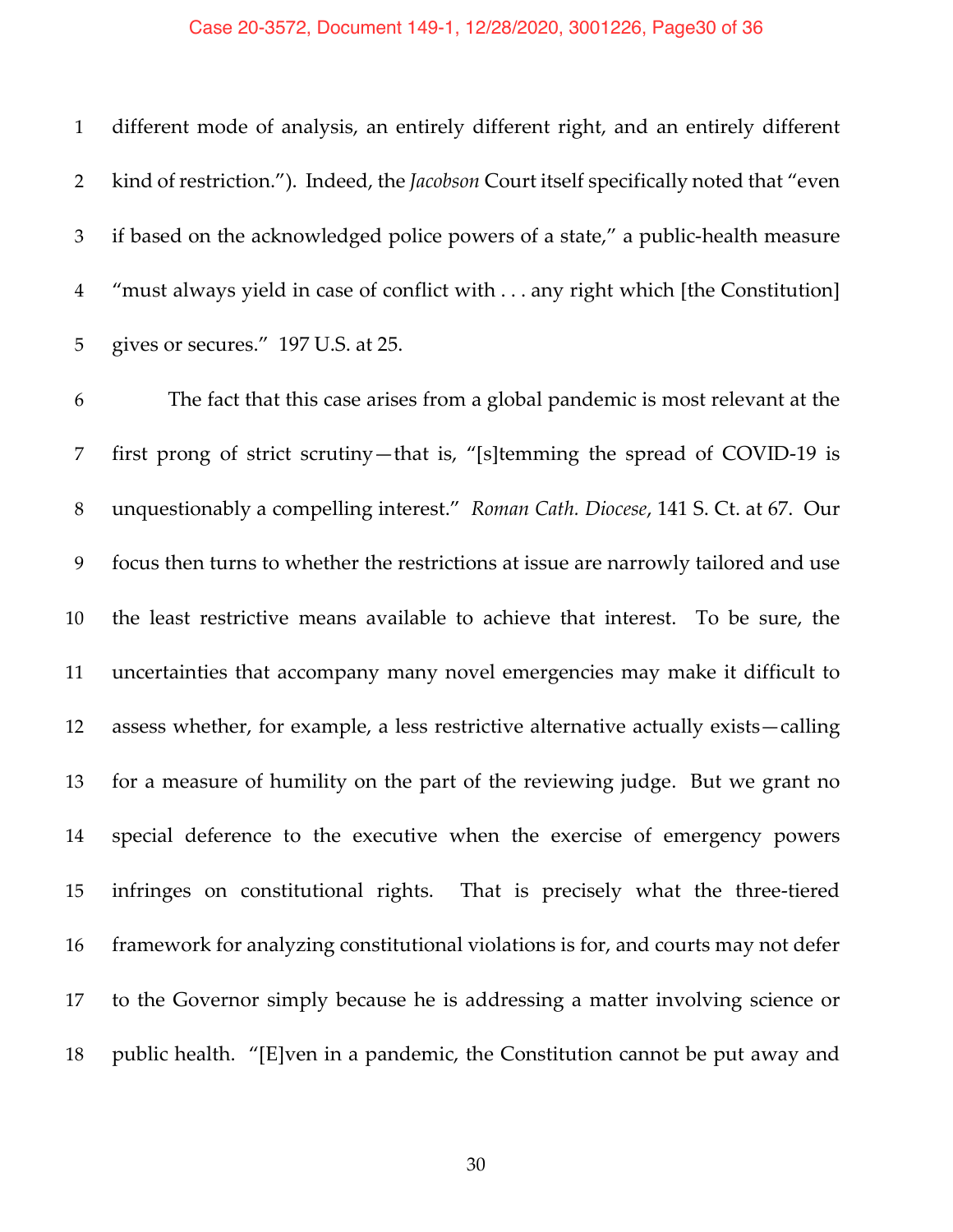different mode of analysis, an entirely different right, and an entirely different kind of restriction."). Indeed, the *Jacobson* Court itself specifically noted that "even if based on the acknowledged police powers of a state," a public-health measure "must always yield in case of conflict with . . . any right which [the Constitution] gives or secures." 197 U.S. at 25.

The fact that this case arises from a global pandemic is most relevant at the first prong of strict scrutiny—that is, "[s]temming the spread of COVID-19 is unquestionably a compelling interest." *Roman Cath. Diocese*, 141 S. Ct. at 67. Our focus then turns to whether the restrictions at issue are narrowly tailored and use the least restrictive means available to achieve that interest. To be sure, the uncertainties that accompany many novel emergencies may make it difficult to assess whether, for example, a less restrictive alternative actually exists—calling for a measure of humility on the part of the reviewing judge. But we grant no special deference to the executive when the exercise of emergency powers infringes on constitutional rights. That is precisely what the three-tiered framework for analyzing constitutional violations is for, and courts may not defer to the Governor simply because he is addressing a matter involving science or public health. "[E]ven in a pandemic, the Constitution cannot be put away and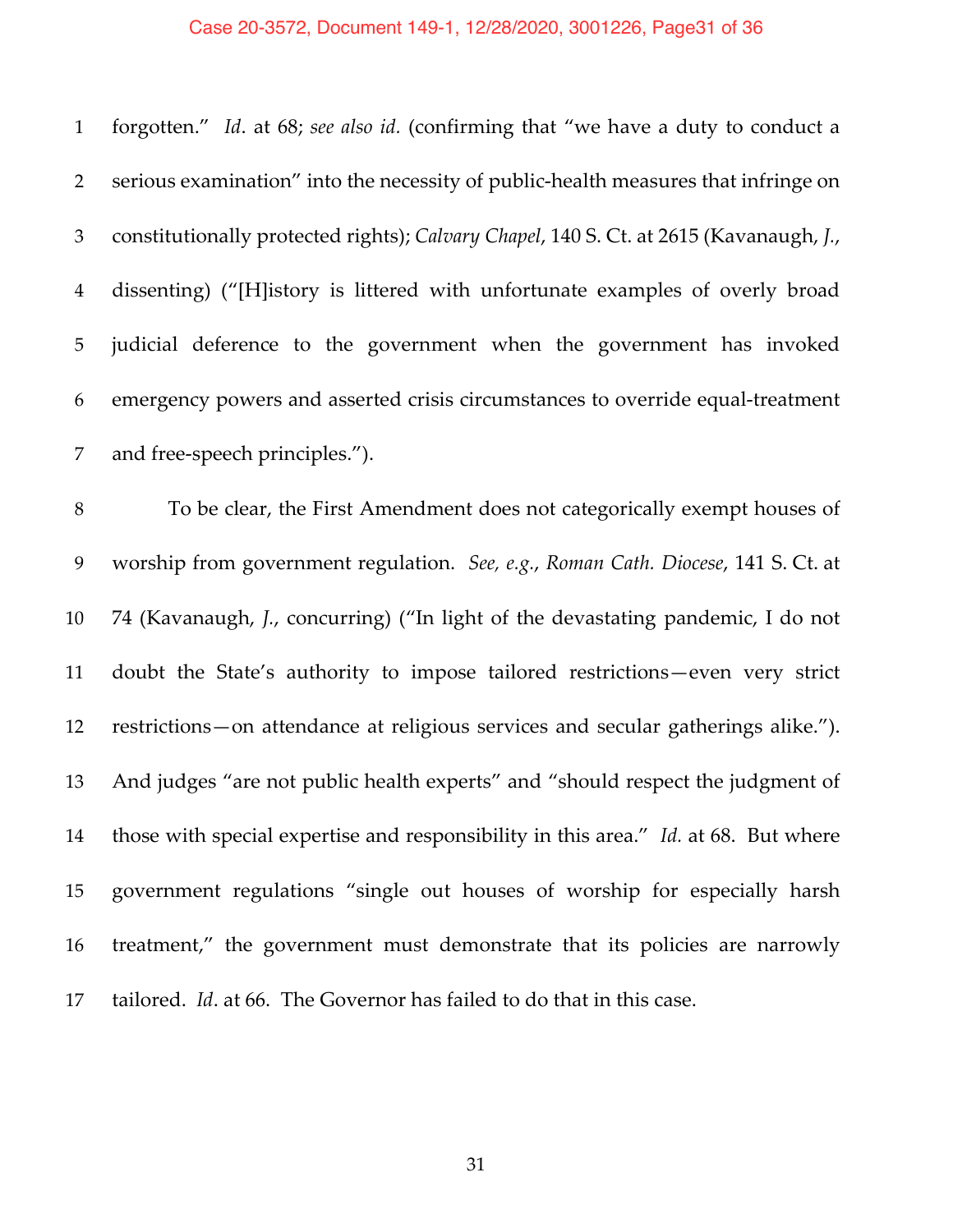forgotten." *Id*. at 68; *see also id.* (confirming that "we have a duty to conduct a serious examination" into the necessity of public-health measures that infringe on constitutionally protected rights); *Calvary Chapel*, 140 S. Ct. at 2615 (Kavanaugh, *J.*, dissenting) ("[H]istory is littered with unfortunate examples of overly broad judicial deference to the government when the government has invoked emergency powers and asserted crisis circumstances to override equal-treatment and free-speech principles.").

To be clear, the First Amendment does not categorically exempt houses of worship from government regulation. *See, e.g.*, *Roman Cath. Diocese*, 141 S. Ct. at 74 (Kavanaugh, *J.*, concurring) ("In light of the devastating pandemic, I do not doubt the State's authority to impose tailored restrictions—even very strict restrictions—on attendance at religious services and secular gatherings alike."). And judges "are not public health experts" and "should respect the judgment of those with special expertise and responsibility in this area." *Id.* at 68. But where government regulations "single out houses of worship for especially harsh treatment," the government must demonstrate that its policies are narrowly tailored. *Id*. at 66. The Governor has failed to do that in this case.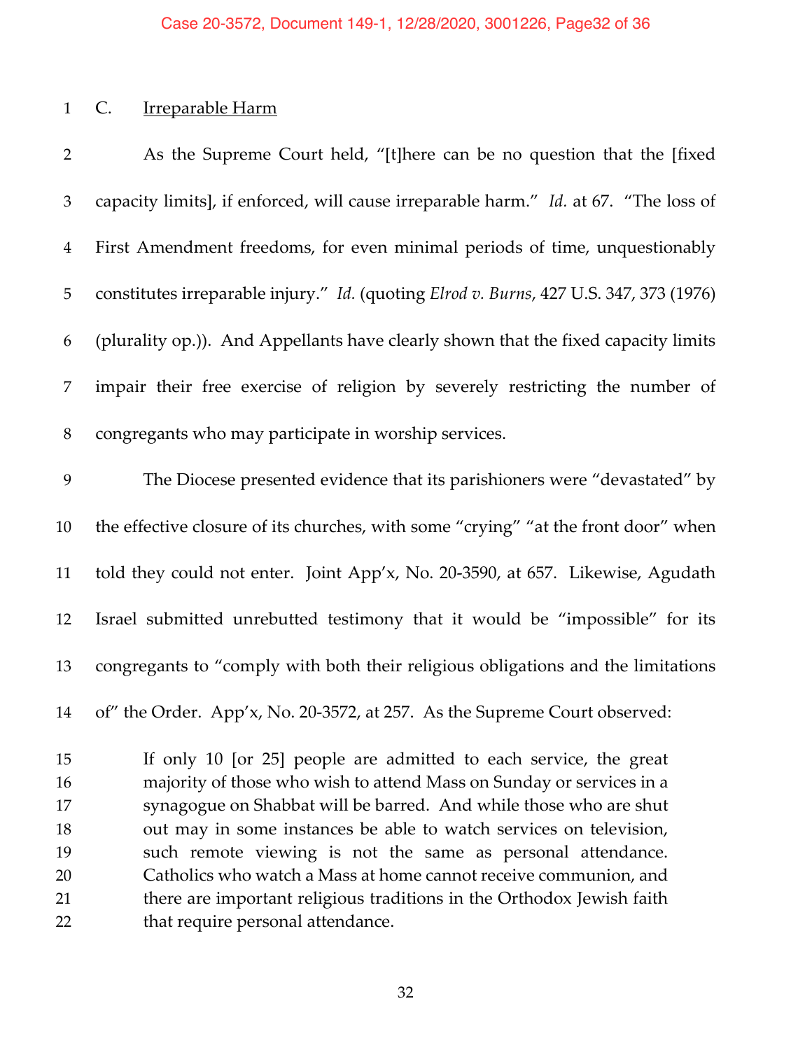### C. Irreparable Harm

As the Supreme Court held, "[t]here can be no question that the [fixed capacity limits], if enforced, will cause irreparable harm." *Id.* at 67. "The loss of First Amendment freedoms, for even minimal periods of time, unquestionably constitutes irreparable injury." *Id.* (quoting *Elrod v. Burns*, 427 U.S. 347, 373 (1976) (plurality op.)). And Appellants have clearly shown that the fixed capacity limits impair their free exercise of religion by severely restricting the number of congregants who may participate in worship services.

The Diocese presented evidence that its parishioners were "devastated" by the effective closure of its churches, with some "crying" "at the front door" when told they could not enter. Joint App'x, No. 20-3590, at 657. Likewise, Agudath Israel submitted unrebutted testimony that it would be "impossible" for its congregants to "comply with both their religious obligations and the limitations of" the Order. App'x, No. 20-3572, at 257. As the Supreme Court observed:

> If only 10 [or 25] people are admitted to each service, the great majority of those who wish to attend Mass on Sunday or services in a synagogue on Shabbat will be barred. And while those who are shut out may in some instances be able to watch services on television, such remote viewing is not the same as personal attendance. Catholics who watch a Mass at home cannot receive communion, and there are important religious traditions in the Orthodox Jewish faith that require personal attendance.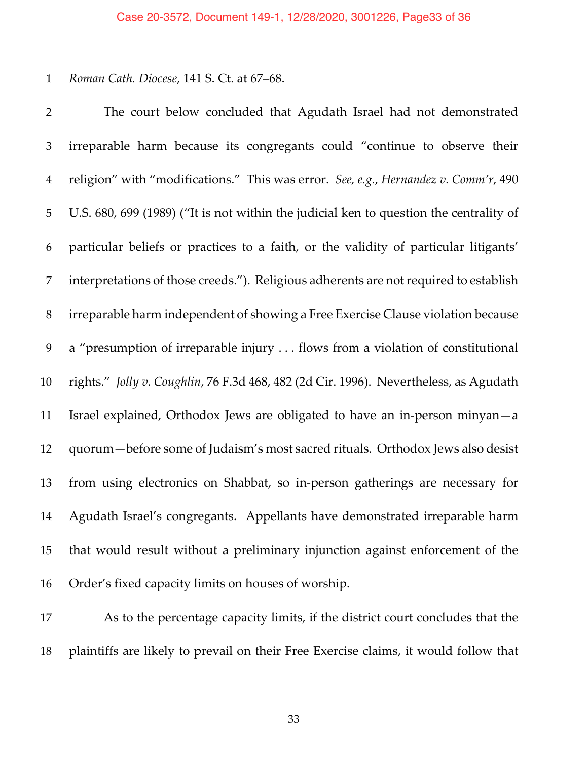*Roman Cath. Diocese*, 141 S. Ct. at 67–68.

The court below concluded that Agudath Israel had not demonstrated irreparable harm because its congregants could "continue to observe their religion" with "modifications." This was error. *See, e.g.*, *Hernandez v. Comm'r*, 490 U.S. 680, 699 (1989) ("It is not within the judicial ken to question the centrality of particular beliefs or practices to a faith, or the validity of particular litigants' interpretations of those creeds."). Religious adherents are not required to establish irreparable harm independent of showing a Free Exercise Clause violation because a "presumption of irreparable injury . . . flows from a violation of constitutional rights." *Jolly v. Coughlin*, 76 F.3d 468, 482 (2d Cir. 1996). Nevertheless, as Agudath Israel explained, Orthodox Jews are obligated to have an in-person minyan—a quorum—before some of Judaism's most sacred rituals. Orthodox Jews also desist from using electronics on Shabbat, so in-person gatherings are necessary for Agudath Israel's congregants. Appellants have demonstrated irreparable harm that would result without a preliminary injunction against enforcement of the Order's fixed capacity limits on houses of worship.

As to the percentage capacity limits, if the district court concludes that the plaintiffs are likely to prevail on their Free Exercise claims, it would follow that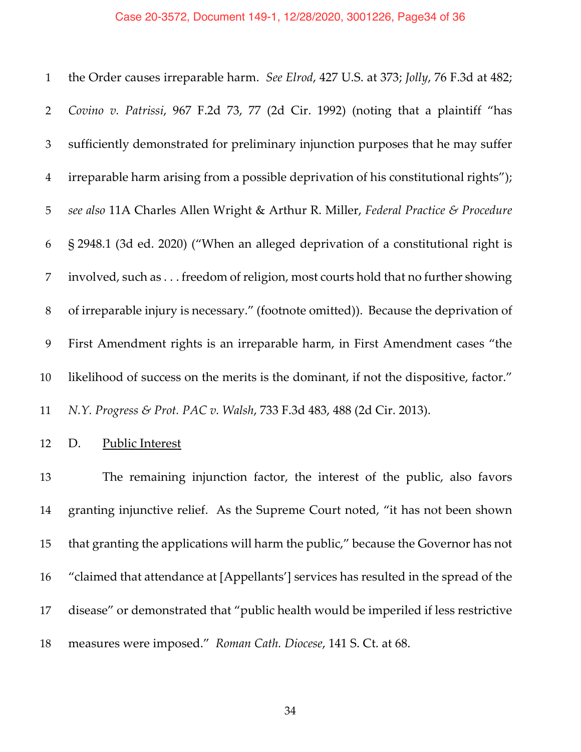the Order causes irreparable harm. *See Elrod*, 427 U.S. at 373; *Jolly*, 76 F.3d at 482; *Covino v. Patrissi*, 967 F.2d 73, 77 (2d Cir. 1992) (noting that a plaintiff "has sufficiently demonstrated for preliminary injunction purposes that he may suffer irreparable harm arising from a possible deprivation of his constitutional rights"); *see also* 11A Charles Allen Wright & Arthur R. Miller, *Federal Practice & Procedure* § 2948.1 (3d ed. 2020) ("When an alleged deprivation of a constitutional right is involved, such as . . . freedom of religion, most courts hold that no further showing of irreparable injury is necessary." (footnote omitted)). Because the deprivation of First Amendment rights is an irreparable harm, in First Amendment cases "the likelihood of success on the merits is the dominant, if not the dispositive, factor." *N.Y. Progress & Prot. PAC v. Walsh*, 733 F.3d 483, 488 (2d Cir. 2013).

D. <u>Public Interest</u>

The remaining injunction factor, the interest of the public, also favors granting injunctive relief. As the Supreme Court noted, "it has not been shown that granting the applications will harm the public," because the Governor has not "claimed that attendance at [Appellants'] services has resulted in the spread of the disease" or demonstrated that "public health would be imperiled if less restrictive measures were imposed." *Roman Cath. Diocese*, 141 S. Ct. at 68.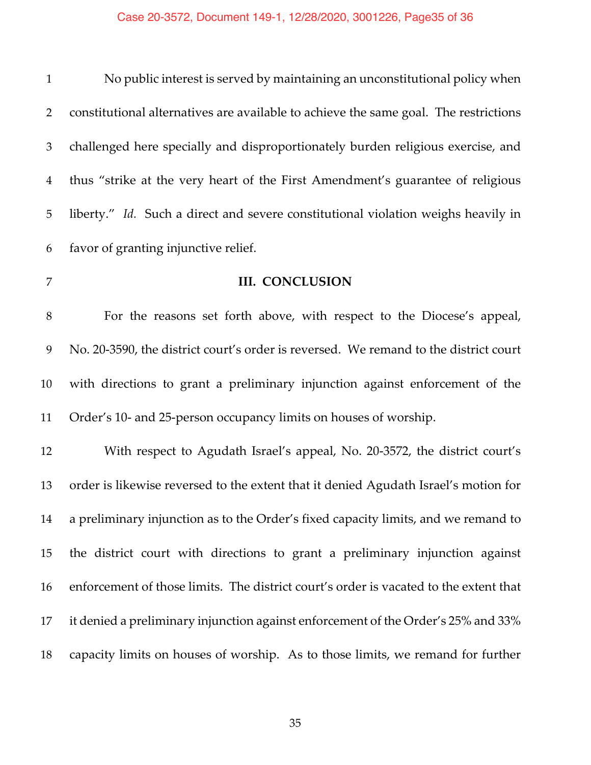No public interest is served by maintaining an unconstitutional policy when constitutional alternatives are available to achieve the same goal. The restrictions challenged here specially and disproportionately burden religious exercise, and thus "strike at the very heart of the First Amendment's guarantee of religious liberty." *Id.* Such a direct and severe constitutional violation weighs heavily in favor of granting injunctive relief.

## III. CONCLUSION

For the reasons set forth above, with respect to the Diocese's appeal, No. 20-3590, the district court's order is reversed. We remand to the district court with directions to grant a preliminary injunction against enforcement of the Order's 10- and 25-person occupancy limits on houses of worship.

With respect to Agudath Israel's appeal, No. 20-3572, the district court's order is likewise reversed to the extent that it denied Agudath Israel's motion for a preliminary injunction as to the Order's fixed capacity limits, and we remand to the district court with directions to grant a preliminary injunction against enforcement of those limits. The district court's order is vacated to the extent that it denied a preliminary injunction against enforcement of the Order's 25% and 33% capacity limits on houses of worship. As to those limits, we remand for further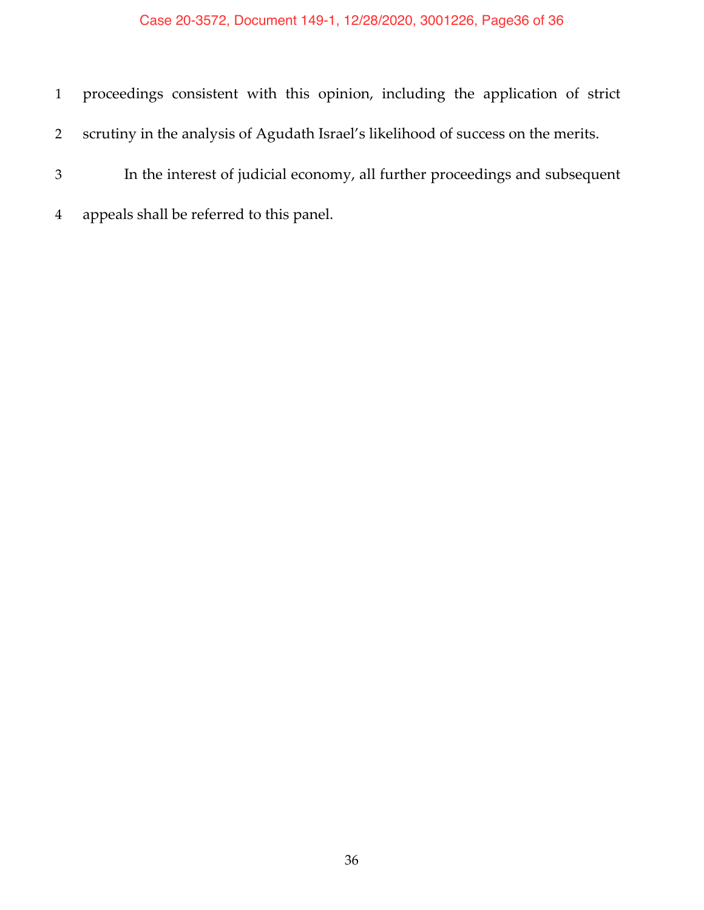proceedings consistent with this opinion, including the application of strict scrutiny in the analysis of Agudath Israel's likelihood of success on the merits.

In the interest of judicial economy, all further proceedings and subsequent appeals shall be referred to this panel.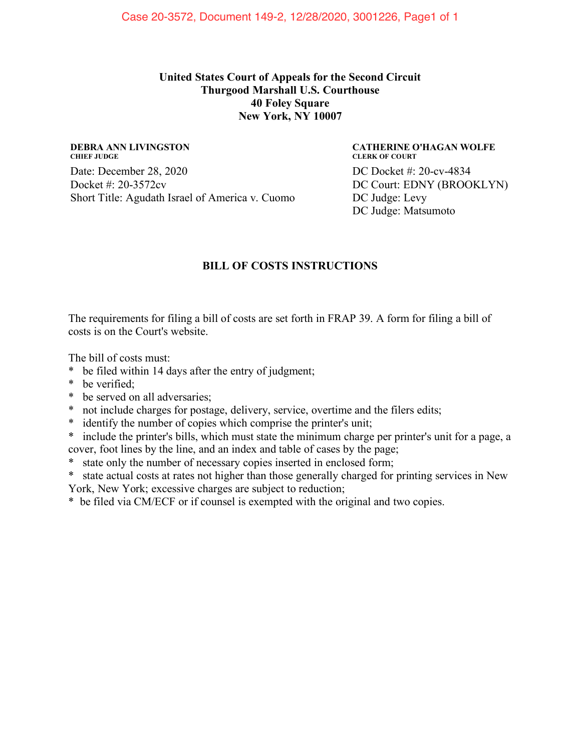**United States Court of Appeals for the Second Circuit**
**Thurgood Marshall U.S. Courthouse**
**40 Foley Square**
**New York, NY 10007**

**DEBRA ANN LIVINGSTON**
**CHIEF JUDGE**

Date: December 28, 2020
Docket #: 20-3572cv
Short Title: Agudath Israel of America v. Cuomo

**CATHERINE O'HAGAN WOLFE**
**CLERK OF COURT**

DC Docket #: 20-cv-4834
DC Court: EDNY (BROOKLYN)
DC Judge: Levy
DC Judge: Matsumoto

## BILL OF COSTS INSTRUCTIONS

The requirements for filing a bill of costs are set forth in FRAP 39. A form for filing a bill of costs is on the Court's website.

The bill of costs must:

* be filed within 14 days after the entry of judgment;
* be verified;
* be served on all adversaries;
* not include charges for postage, delivery, service, overtime and the filers edits;
* identify the number of copies which comprise the printer's unit;
* include the printer's bills, which must state the minimum charge per printer's unit for a page, a cover, foot lines by the line, and an index and table of cases by the page;
* state only the number of necessary copies inserted in enclosed form;
* state actual costs at rates not higher than those generally charged for printing services in New York, New York; excessive charges are subject to reduction;
* be filed via CM/ECF or if counsel is exempted with the original and two copies.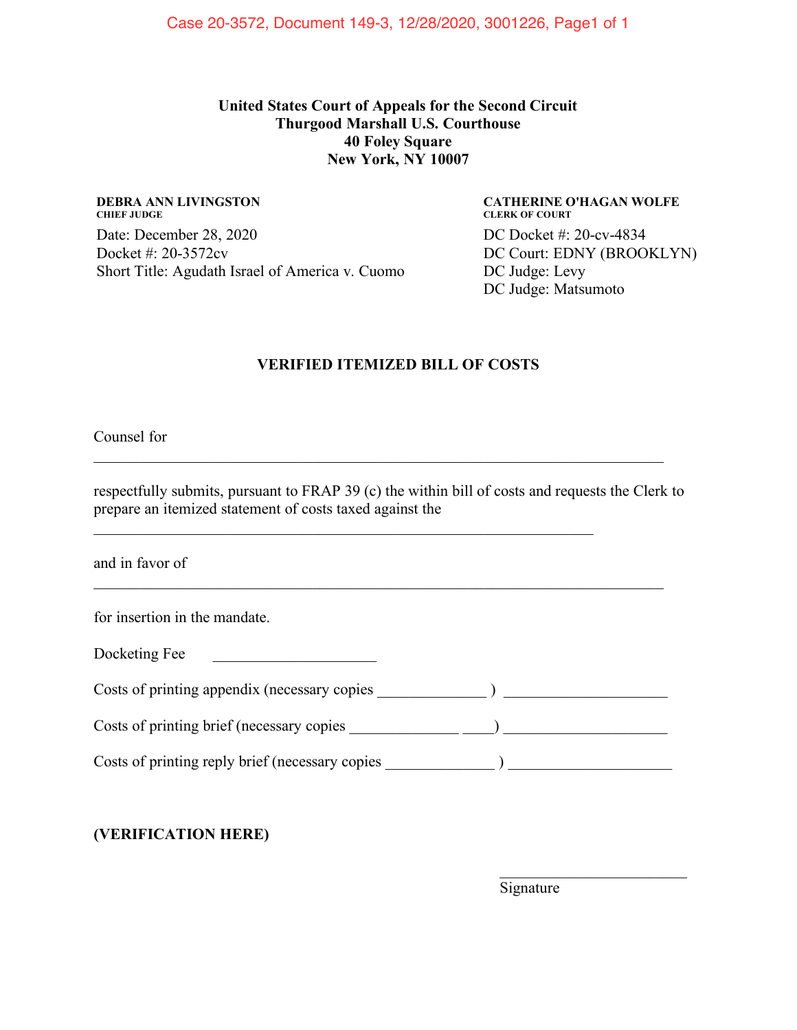**United States Court of Appeals for the Second Circuit**
**Thurgood Marshall U.S. Courthouse**
**40 Foley Square**
**New York, NY 10007**

**DEBRA ANN LIVINGSTON**
**CHIEF JUDGE**

Date: December 28, 2020
Docket #: 20-3572cv
Short Title: Agudath Israel of America v. Cuomo

**CATHERINE O'HAGAN WOLFE**
**CLERK OF COURT**

DC Docket #: 20-cv-4834
DC Court: EDNY (BROOKLYN)
DC Judge: Levy
DC Judge: Matsumoto

## VERIFIED ITEMIZED BILL OF COSTS

Counsel for

\_\_\_\_\_\_\_\_\_\_\_\_\_\_\_\_\_\_\_\_\_\_\_\_\_\_\_\_\_\_\_\_\_\_\_\_\_\_\_\_\_\_\_\_\_\_\_\_\_\_\_\_\_\_\_\_\_\_\_\_\_\_\_\_\_\_\_\_\_\_

respectfully submits, pursuant to FRAP 39 (c) the within bill of costs and requests the Clerk to prepare an itemized statement of costs taxed against the

\_\_\_\_\_\_\_\_\_\_\_\_\_\_\_\_\_\_\_\_\_\_\_\_\_\_\_\_\_\_\_\_\_\_\_\_\_\_\_\_\_\_\_\_\_\_\_\_\_\_\_\_\_\_\_\_\_\_\_\_\_\_\_\_

and in favor of

\_\_\_\_\_\_\_\_\_\_\_\_\_\_\_\_\_\_\_\_\_\_\_\_\_\_\_\_\_\_\_\_\_\_\_\_\_\_\_\_\_\_\_\_\_\_\_\_\_\_\_\_\_\_\_\_\_\_\_\_\_\_\_\_\_\_\_\_\_\_

for insertion in the mandate.

Docketing Fee \_\_\_\_\_\_\_\_\_\_\_\_\_\_\_\_\_\_\_\_\_

Costs of printing appendix (necessary copies \_\_\_\_\_\_\_\_\_\_\_\_\_\_ ) \_\_\_\_\_\_\_\_\_\_\_\_\_\_\_\_\_\_\_\_\_

Costs of printing brief (necessary copies \_\_\_\_\_\_\_\_\_\_\_\_\_\_ \_\_\_\_) \_\_\_\_\_\_\_\_\_\_\_\_\_\_\_\_\_\_\_\_\_

Costs of printing reply brief (necessary copies \_\_\_\_\_\_\_\_\_\_\_\_\_\_ ) \_\_\_\_\_\_\_\_\_\_\_\_\_\_\_\_\_\_\_\_\_

**(VERIFICATION HERE)**

\_\_\_\_\_\_\_\_\_\_\_\_\_\_\_\_\_\_\_\_\_\_\_\_
Signature